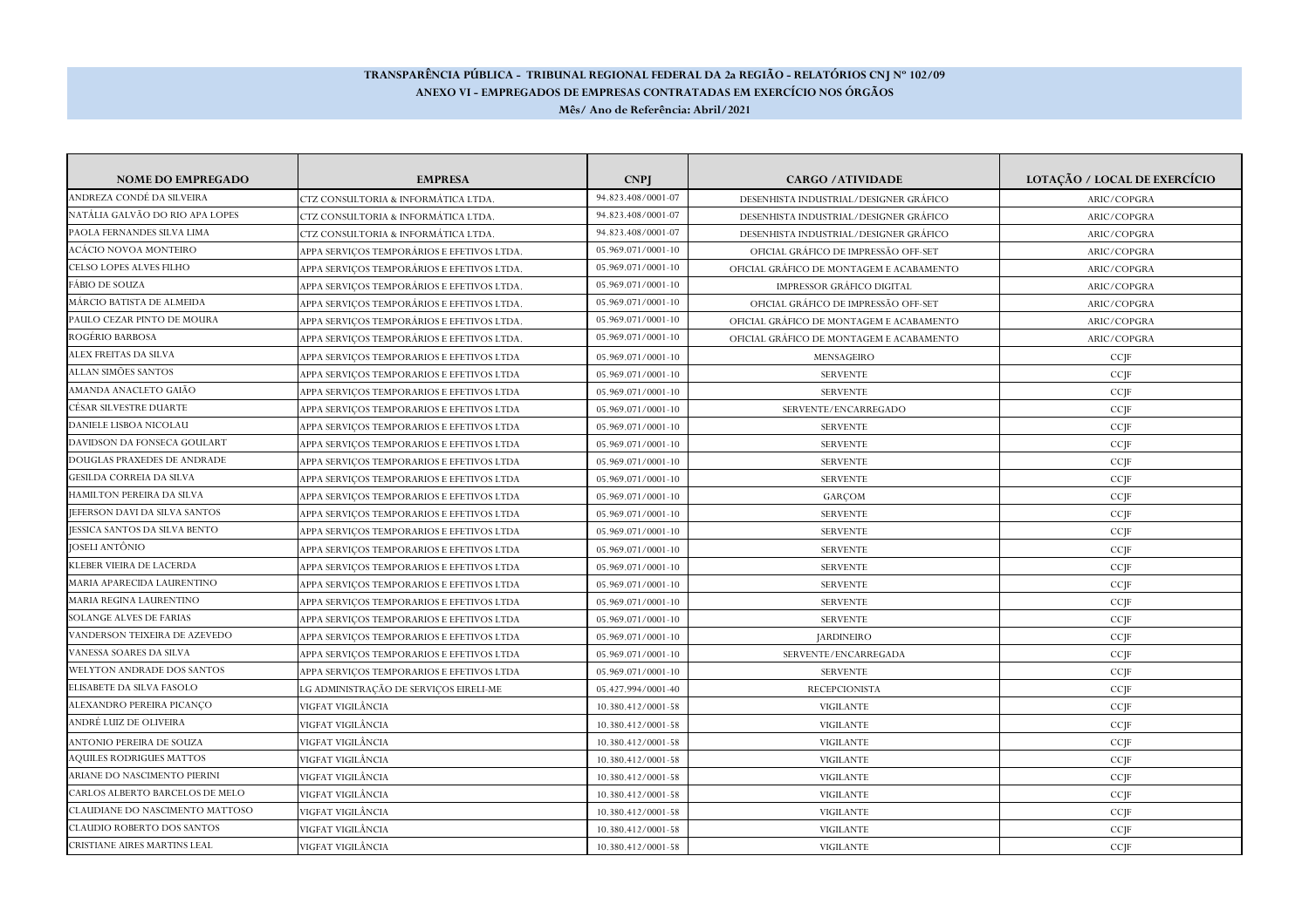# TRANSPARÊNCIA PÚBLICA - TRIBUNAL REGIONAL FEDERAL DA 2a REGIÃO - RELATÓRIOS CNJ Nº 102/09

## ANEXO VI - EMPREGADOS DE EMPRESAS CONTRATADAS EM EXERCÍCIO NOS ÓRGÃOS

**Mês/ Ano de Referência: Abril/2021**

| NOME DO EMPREGADO | EMPRESA | CNPJ | CARGO / ATIVIDADE | LOTAÇÃO / LOCAL DE EXERCÍCIO |
|---|---|---|---|---|
| ANDREZA CONDÉ DA SILVEIRA | CTZ CONSULTORIA & INFORMÁTICA LTDA. | 94.823.408/0001-07 | DESENHISTA INDUSTRIAL/DESIGNER GRÁFICO | ARIC/COPGRA |
| NATÁLIA GALVÃO DO RIO APA LOPES | CTZ CONSULTORIA & INFORMÁTICA LTDA. | 94.823.408/0001-07 | DESENHISTA INDUSTRIAL/DESIGNER GRÁFICO | ARIC/COPGRA |
| PAOLA FERNANDES SILVA LIMA | CTZ CONSULTORIA & INFORMÁTICA LTDA. | 94.823.408/0001-07 | DESENHISTA INDUSTRIAL/DESIGNER GRÁFICO | ARIC/COPGRA |
| ACÁCIO NOVOA MONTEIRO | APPA SERVIÇOS TEMPORÁRIOS E EFETIVOS LTDA. | 05.969.071/0001-10 | OFICIAL GRÁFICO DE IMPRESSÃO OFF-SET | ARIC/COPGRA |
| CELSO LOPES ALVES FILHO | APPA SERVIÇOS TEMPORÁRIOS E EFETIVOS LTDA. | 05.969.071/0001-10 | OFICIAL GRÁFICO DE MONTAGEM E ACABAMENTO | ARIC/COPGRA |
| FÁBIO DE SOUZA | APPA SERVIÇOS TEMPORÁRIOS E EFETIVOS LTDA. | 05.969.071/0001-10 | IMPRESSOR GRÁFICO DIGITAL | ARIC/COPGRA |
| MÁRCIO BATISTA DE ALMEIDA | APPA SERVIÇOS TEMPORÁRIOS E EFETIVOS LTDA. | 05.969.071/0001-10 | OFICIAL GRÁFICO DE IMPRESSÃO OFF-SET | ARIC/COPGRA |
| PAULO CEZAR PINTO DE MOURA | APPA SERVIÇOS TEMPORÁRIOS E EFETIVOS LTDA. | 05.969.071/0001-10 | OFICIAL GRÁFICO DE MONTAGEM E ACABAMENTO | ARIC/COPGRA |
| ROGÉRIO BARBOSA | APPA SERVIÇOS TEMPORÁRIOS E EFETIVOS LTDA. | 05.969.071/0001-10 | OFICIAL GRÁFICO DE MONTAGEM E ACABAMENTO | ARIC/COPGRA |
| ALEX FREITAS DA SILVA | APPA SERVIÇOS TEMPORARIOS E EFETIVOS LTDA | 05.969.071/0001-10 | MENSAGEIRO | CCJF |
| ALLAN SIMÕES SANTOS | APPA SERVIÇOS TEMPORARIOS E EFETIVOS LTDA | 05.969.071/0001-10 | SERVENTE | CCJF |
| AMANDA ANACLETO GAIÃO | APPA SERVIÇOS TEMPORARIOS E EFETIVOS LTDA | 05.969.071/0001-10 | SERVENTE | CCJF |
| CÉSAR SILVESTRE DUARTE | APPA SERVIÇOS TEMPORARIOS E EFETIVOS LTDA | 05.969.071/0001-10 | SERVENTE/ENCARREGADO | CCJF |
| DANIELE LISBOA NICOLAU | APPA SERVIÇOS TEMPORARIOS E EFETIVOS LTDA | 05.969.071/0001-10 | SERVENTE | CCJF |
| DAVIDSON DA FONSECA GOULART | APPA SERVIÇOS TEMPORARIOS E EFETIVOS LTDA | 05.969.071/0001-10 | SERVENTE | CCJF |
| DOUGLAS PRAXEDES DE ANDRADE | APPA SERVIÇOS TEMPORARIOS E EFETIVOS LTDA | 05.969.071/0001-10 | SERVENTE | CCJF |
| GESILDA CORREIA DA SILVA | APPA SERVIÇOS TEMPORARIOS E EFETIVOS LTDA | 05.969.071/0001-10 | SERVENTE | CCJF |
| HAMILTON PEREIRA DA SILVA | APPA SERVIÇOS TEMPORARIOS E EFETIVOS LTDA | 05.969.071/0001-10 | GARÇOM | CCJF |
| JEFERSON DAVI DA SILVA SANTOS | APPA SERVIÇOS TEMPORARIOS E EFETIVOS LTDA | 05.969.071/0001-10 | SERVENTE | CCJF |
| JESSICA SANTOS DA SILVA BENTO | APPA SERVIÇOS TEMPORARIOS E EFETIVOS LTDA | 05.969.071/0001-10 | SERVENTE | CCJF |
| JOSELI ANTÔNIO | APPA SERVIÇOS TEMPORARIOS E EFETIVOS LTDA | 05.969.071/0001-10 | SERVENTE | CCJF |
| KLEBER VIEIRA DE LACERDA | APPA SERVIÇOS TEMPORARIOS E EFETIVOS LTDA | 05.969.071/0001-10 | SERVENTE | CCJF |
| MARIA APARECIDA LAURENTINO | APPA SERVIÇOS TEMPORARIOS E EFETIVOS LTDA | 05.969.071/0001-10 | SERVENTE | CCJF |
| MARIA REGINA LAURENTINO | APPA SERVIÇOS TEMPORARIOS E EFETIVOS LTDA | 05.969.071/0001-10 | SERVENTE | CCJF |
| SOLANGE ALVES DE FARIAS | APPA SERVIÇOS TEMPORARIOS E EFETIVOS LTDA | 05.969.071/0001-10 | SERVENTE | CCJF |
| VANDERSON TEIXEIRA DE AZEVEDO | APPA SERVIÇOS TEMPORARIOS E EFETIVOS LTDA | 05.969.071/0001-10 | JARDINEIRO | CCJF |
| VANESSA SOARES DA SILVA | APPA SERVIÇOS TEMPORARIOS E EFETIVOS LTDA | 05.969.071/0001-10 | SERVENTE/ENCARREGADA | CCJF |
| WELYTON ANDRADE DOS SANTOS | APPA SERVIÇOS TEMPORARIOS E EFETIVOS LTDA | 05.969.071/0001-10 | SERVENTE | CCJF |
| ELISABETE DA SILVA FASOLO | LG ADMINISTRAÇÃO DE SERVIÇOS EIRELI-ME | 05.427.994/0001-40 | RECEPCIONISTA | CCJF |
| ALEXANDRO PEREIRA PICANÇO | VIGFAT VIGILÂNCIA | 10.380.412/0001-58 | VIGILANTE | CCJF |
| ANDRÉ LUIZ DE OLIVEIRA | VIGFAT VIGILÂNCIA | 10.380.412/0001-58 | VIGILANTE | CCJF |
| ANTONIO PEREIRA DE SOUZA | VIGFAT VIGILÂNCIA | 10.380.412/0001-58 | VIGILANTE | CCJF |
| AQUILES RODRIGUES MATTOS | VIGFAT VIGILÂNCIA | 10.380.412/0001-58 | VIGILANTE | CCJF |
| ARIANE DO NASCIMENTO PIERINI | VIGFAT VIGILÂNCIA | 10.380.412/0001-58 | VIGILANTE | CCJF |
| CARLOS ALBERTO BARCELOS DE MELO | VIGFAT VIGILÂNCIA | 10.380.412/0001-58 | VIGILANTE | CCJF |
| CLAUDIANE DO NASCIMENTO MATTOSO | VIGFAT VIGILÂNCIA | 10.380.412/0001-58 | VIGILANTE | CCJF |
| CLAUDIO ROBERTO DOS SANTOS | VIGFAT VIGILÂNCIA | 10.380.412/0001-58 | VIGILANTE | CCJF |
| CRISTIANE AIRES MARTINS LEAL | VIGFAT VIGILÂNCIA | 10.380.412/0001-58 | VIGILANTE | CCJF |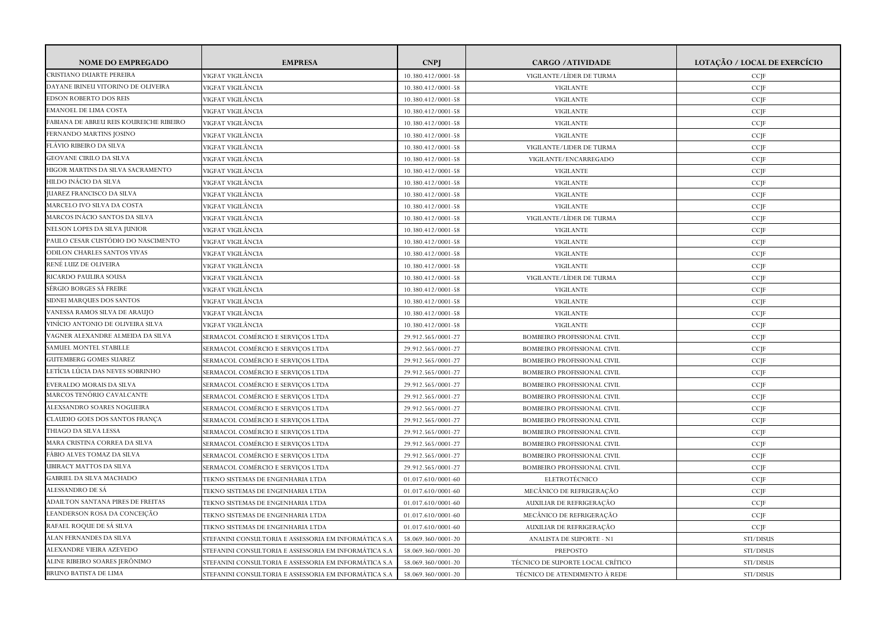| NOME DO EMPREGADO | EMPRESA | CNPJ | CARGO / ATIVIDADE | LOTAÇÃO / LOCAL DE EXERCÍCIO |
|---|---|---|---|---|
| CRISTIANO DUARTE PEREIRA | VIGFAT VIGILÂNCIA | 10.380.412/0001-58 | VIGILANTE/LÍDER DE TURMA | CCJF |
| DAYANE IRINEU VITORINO DE OLIVEIRA | VIGFAT VIGILÂNCIA | 10.380.412/0001-58 | VIGILANTE | CCJF |
| EDSON ROBERTO DOS REIS | VIGFAT VIGILÂNCIA | 10.380.412/0001-58 | VIGILANTE | CCJF |
| EMANOEL DE LIMA COSTA | VIGFAT VIGILÂNCIA | 10.380.412/0001-58 | VIGILANTE | CCJF |
| FABIANA DE ABREU REIS KOUREICHE RIBEIRO | VIGFAT VIGILÂNCIA | 10.380.412/0001-58 | VIGILANTE | CCJF |
| FERNANDO MARTINS JOSINO | VIGFAT VIGILÂNCIA | 10.380.412/0001-58 | VIGILANTE | CCJF |
| FLÁVIO RIBEIRO DA SILVA | VIGFAT VIGILÂNCIA | 10.380.412/0001-58 | VIGILANTE/LIDER DE TURMA | CCJF |
| GEOVANE CIRILO DA SILVA | VIGFAT VIGILÂNCIA | 10.380.412/0001-58 | VIGILANTE/ENCARREGADO | CCJF |
| HIGOR MARTINS DA SILVA SACRAMENTO | VIGFAT VIGILÂNCIA | 10.380.412/0001-58 | VIGILANTE | CCJF |
| HILDO INÁCIO DA SILVA | VIGFAT VIGILÂNCIA | 10.380.412/0001-58 | VIGILANTE | CCJF |
| JUAREZ FRANCISCO DA SILVA | VIGFAT VIGILÂNCIA | 10.380.412/0001-58 | VIGILANTE | CCJF |
| MARCELO IVO SILVA DA COSTA | VIGFAT VIGILÂNCIA | 10.380.412/0001-58 | VIGILANTE | CCJF |
| MARCOS INÁCIO SANTOS DA SILVA | VIGFAT VIGILÂNCIA | 10.380.412/0001-58 | VIGILANTE/LÍDER DE TURMA | CCJF |
| NELSON LOPES DA SILVA JUNIOR | VIGFAT VIGILÂNCIA | 10.380.412/0001-58 | VIGILANTE | CCJF |
| PAULO CESAR CUSTÓDIO DO NASCIMENTO | VIGFAT VIGILÂNCIA | 10.380.412/0001-58 | VIGILANTE | CCJF |
| ODILON CHARLES SANTOS VIVAS | VIGFAT VIGILÂNCIA | 10.380.412/0001-58 | VIGILANTE | CCJF |
| RENÉ LUIZ DE OLIVEIRA | VIGFAT VIGILÂNCIA | 10.380.412/0001-58 | VIGILANTE | CCJF |
| RICARDO PAULIRA SOUSA | VIGFAT VIGILÂNCIA | 10.380.412/0001-58 | VIGILANTE/LÍDER DE TURMA | CCJF |
| SÉRGIO BORGES SÁ FREIRE | VIGFAT VIGILÂNCIA | 10.380.412/0001-58 | VIGILANTE | CCJF |
| SIDNEI MARQUES DOS SANTOS | VIGFAT VIGILÂNCIA | 10.380.412/0001-58 | VIGILANTE | CCJF |
| VANESSA RAMOS SILVA DE ARAUJO | VIGFAT VIGILÂNCIA | 10.380.412/0001-58 | VIGILANTE | CCJF |
| VINÍCIO ANTONIO DE OLIVEIRA SILVA | VIGFAT VIGILÂNCIA | 10.380.412/0001-58 | VIGILANTE | CCJF |
| VAGNER ALEXANDRE ALMEIDA DA SILVA | SERMACOL COMÉRCIO E SERVIÇOS LTDA | 29.912.565/0001-27 | BOMBEIRO PROFISSIONAL CIVIL | CCJF |
| SAMUEL MONTEL STABILLE | SERMACOL COMÉRCIO E SERVIÇOS LTDA | 29.912.565/0001-27 | BOMBEIRO PROFISSIONAL CIVIL | CCJF |
| GUTEMBERG GOMES SUAREZ | SERMACOL COMÉRCIO E SERVIÇOS LTDA | 29.912.565/0001-27 | BOMBEIRO PROFISSIONAL CIVIL | CCJF |
| LETÍCIA LÚCIA DAS NEVES SOBRINHO | SERMACOL COMÉRCIO E SERVIÇOS LTDA | 29.912.565/0001-27 | BOMBEIRO PROFISSIONAL CIVIL | CCJF |
| EVERALDO MORAIS DA SILVA | SERMACOL COMÉRCIO E SERVIÇOS LTDA | 29.912.565/0001-27 | BOMBEIRO PROFISSIONAL CIVIL | CCJF |
| MARCOS TENÓRIO CAVALCANTE | SERMACOL COMÉRCIO E SERVIÇOS LTDA | 29.912.565/0001-27 | BOMBEIRO PROFISSIONAL CIVIL | CCJF |
| ALEXSANDRO SOARES NOGUEIRA | SERMACOL COMÉRCIO E SERVIÇOS LTDA | 29.912.565/0001-27 | BOMBEIRO PROFISSIONAL CIVIL | CCJF |
| CLAUDIO GOES DOS SANTOS FRANÇA | SERMACOL COMÉRCIO E SERVIÇOS LTDA | 29.912.565/0001-27 | BOMBEIRO PROFISSIONAL CIVIL | CCJF |
| THIAGO DA SILVA LESSA | SERMACOL COMÉRCIO E SERVIÇOS LTDA | 29.912.565/0001-27 | BOMBEIRO PROFISSIONAL CIVIL | CCJF |
| MARA CRISTINA CORREA DA SILVA | SERMACOL COMÉRCIO E SERVIÇOS LTDA | 29.912.565/0001-27 | BOMBEIRO PROFISSIONAL CIVIL | CCJF |
| FÁBIO ALVES TOMAZ DA SILVA | SERMACOL COMÉRCIO E SERVIÇOS LTDA | 29.912.565/0001-27 | BOMBEIRO PROFISSIONAL CIVIL | CCJF |
| UBIRACY MATTOS DA SILVA | SERMACOL COMÉRCIO E SERVIÇOS LTDA | 29.912.565/0001-27 | BOMBEIRO PROFISSIONAL CIVIL | CCJF |
| GABRIEL DA SILVA MACHADO | TEKNO SISTEMAS DE ENGENHARIA LTDA | 01.017.610/0001-60 | ELETROTÉCNICO | CCJF |
| ALESSANDRO DE SÁ | TEKNO SISTEMAS DE ENGENHARIA LTDA | 01.017.610/0001-60 | MECÂNICO DE REFRIGERAÇÃO | CCJF |
| ADAILTON SANTANA PIRES DE FREITAS | TEKNO SISTEMAS DE ENGENHARIA LTDA | 01.017.610/0001-60 | AUXILIAR DE REFRIGERAÇÃO | CCJF |
| LEANDERSON ROSA DA CONCEIÇÃO | TEKNO SISTEMAS DE ENGENHARIA LTDA | 01.017.610/0001-60 | MECÂNICO DE REFRIGERAÇÃO | CCJF |
| RAFAEL ROQUE DE SÁ SILVA | TEKNO SISTEMAS DE ENGENHARIA LTDA | 01.017.610/0001-60 | AUXILIAR DE REFRIGERAÇÃO | CCJF |
| ALAN FERNANDES DA SILVA | STEFANINI CONSULTORIA E ASSESSORIA EM INFORMÁTICA S.A | 58.069.360/0001-20 | ANALISTA DE SUPORTE - N1 | STI/DISUS |
| ALEXANDRE VIEIRA AZEVEDO | STEFANINI CONSULTORIA E ASSESSORIA EM INFORMÁTICA S.A | 58.069.360/0001-20 | PREPOSTO | STI/DISUS |
| ALINE RIBEIRO SOARES JERÔNIMO | STEFANINI CONSULTORIA E ASSESSORIA EM INFORMÁTICA S.A | 58.069.360/0001-20 | TÉCNICO DE SUPORTE LOCAL CRÍTICO | STI/DISUS |
| BRUNO BATISTA DE LIMA | STEFANINI CONSULTORIA E ASSESSORIA EM INFORMÁTICA S.A | 58.069.360/0001-20 | TÉCNICO DE ATENDIMENTO À REDE | STI/DISUS |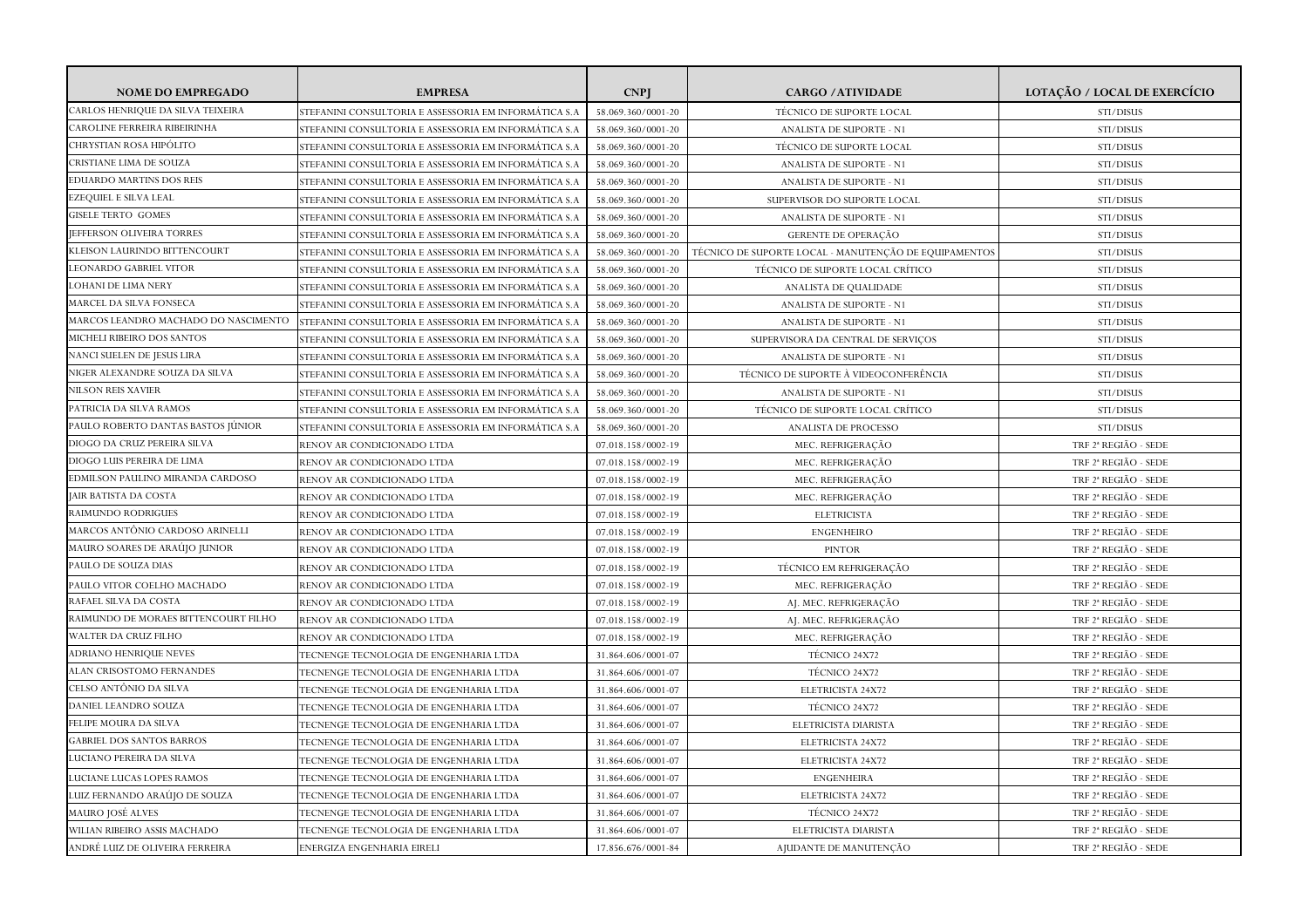| NOME DO EMPREGADO | EMPRESA | CNPJ | CARGO / ATIVIDADE | LOTAÇÃO / LOCAL DE EXERCÍCIO |
|---|---|---|---|---|
| CARLOS HENRIQUE DA SILVA TEIXEIRA | STEFANINI CONSULTORIA E ASSESSORIA EM INFORMÁTICA S.A | 58.069.360/0001-20 | TÉCNICO DE SUPORTE LOCAL | STI/DISUS |
| CAROLINE FERREIRA RIBEIRINHA | STEFANINI CONSULTORIA E ASSESSORIA EM INFORMÁTICA S.A | 58.069.360/0001-20 | ANALISTA DE SUPORTE - N1 | STI/DISUS |
| CHRYSTIAN ROSA HIPÓLITO | STEFANINI CONSULTORIA E ASSESSORIA EM INFORMÁTICA S.A | 58.069.360/0001-20 | TÉCNICO DE SUPORTE LOCAL | STI/DISUS |
| CRISTIANE LIMA DE SOUZA | STEFANINI CONSULTORIA E ASSESSORIA EM INFORMÁTICA S.A | 58.069.360/0001-20 | ANALISTA DE SUPORTE - N1 | STI/DISUS |
| EDUARDO MARTINS DOS REIS | STEFANINI CONSULTORIA E ASSESSORIA EM INFORMÁTICA S.A | 58.069.360/0001-20 | ANALISTA DE SUPORTE - N1 | STI/DISUS |
| EZEQUIEL E SILVA LEAL | STEFANINI CONSULTORIA E ASSESSORIA EM INFORMÁTICA S.A | 58.069.360/0001-20 | SUPERVISOR DO SUPORTE LOCAL | STI/DISUS |
| GISELE TERTO GOMES | STEFANINI CONSULTORIA E ASSESSORIA EM INFORMÁTICA S.A | 58.069.360/0001-20 | ANALISTA DE SUPORTE - N1 | STI/DISUS |
| JEFFERSON OLIVEIRA TORRES | STEFANINI CONSULTORIA E ASSESSORIA EM INFORMÁTICA S.A | 58.069.360/0001-20 | GERENTE DE OPERAÇÃO | STI/DISUS |
| KLEISON LAURINDO BITTENCOURT | STEFANINI CONSULTORIA E ASSESSORIA EM INFORMÁTICA S.A | 58.069.360/0001-20 | TÉCNICO DE SUPORTE LOCAL - MANUTENÇÃO DE EQUIPAMENTOS | STI/DISUS |
| LEONARDO GABRIEL VITOR | STEFANINI CONSULTORIA E ASSESSORIA EM INFORMÁTICA S.A | 58.069.360/0001-20 | TÉCNICO DE SUPORTE LOCAL CRÍTICO | STI/DISUS |
| LOHANI DE LIMA NERY | STEFANINI CONSULTORIA E ASSESSORIA EM INFORMÁTICA S.A | 58.069.360/0001-20 | ANALISTA DE QUALIDADE | STI/DISUS |
| MARCEL DA SILVA FONSECA | STEFANINI CONSULTORIA E ASSESSORIA EM INFORMÁTICA S.A | 58.069.360/0001-20 | ANALISTA DE SUPORTE - N1 | STI/DISUS |
| MARCOS LEANDRO MACHADO DO NASCIMENTO | STEFANINI CONSULTORIA E ASSESSORIA EM INFORMÁTICA S.A | 58.069.360/0001-20 | ANALISTA DE SUPORTE - N1 | STI/DISUS |
| MICHELI RIBEIRO DOS SANTOS | STEFANINI CONSULTORIA E ASSESSORIA EM INFORMÁTICA S.A | 58.069.360/0001-20 | SUPERVISORA DA CENTRAL DE SERVIÇOS | STI/DISUS |
| NANCI SUELEN DE JESUS LIRA | STEFANINI CONSULTORIA E ASSESSORIA EM INFORMÁTICA S.A | 58.069.360/0001-20 | ANALISTA DE SUPORTE - N1 | STI/DISUS |
| NIGER ALEXANDRE SOUZA DA SILVA | STEFANINI CONSULTORIA E ASSESSORIA EM INFORMÁTICA S.A | 58.069.360/0001-20 | TÉCNICO DE SUPORTE À VIDEOCONFERÊNCIA | STI/DISUS |
| NILSON REIS XAVIER | STEFANINI CONSULTORIA E ASSESSORIA EM INFORMÁTICA S.A | 58.069.360/0001-20 | ANALISTA DE SUPORTE - N1 | STI/DISUS |
| PATRICIA DA SILVA RAMOS | STEFANINI CONSULTORIA E ASSESSORIA EM INFORMÁTICA S.A | 58.069.360/0001-20 | TÉCNICO DE SUPORTE LOCAL CRÍTICO | STI/DISUS |
| PAULO ROBERTO DANTAS BASTOS JÚNIOR | STEFANINI CONSULTORIA E ASSESSORIA EM INFORMÁTICA S.A | 58.069.360/0001-20 | ANALISTA DE PROCESSO | STI/DISUS |
| DIOGO DA CRUZ PEREIRA SILVA | RENOV AR CONDICIONADO LTDA | 07.018.158/0002-19 | MEC. REFRIGERAÇÃO | TRF 2ª REGIÃO - SEDE |
| DIOGO LUIS PEREIRA DE LIMA | RENOV AR CONDICIONADO LTDA | 07.018.158/0002-19 | MEC. REFRIGERAÇÃO | TRF 2ª REGIÃO - SEDE |
| EDMILSON PAULINO MIRANDA CARDOSO | RENOV AR CONDICIONADO LTDA | 07.018.158/0002-19 | MEC. REFRIGERAÇÃO | TRF 2ª REGIÃO - SEDE |
| JAIR BATISTA DA COSTA | RENOV AR CONDICIONADO LTDA | 07.018.158/0002-19 | MEC. REFRIGERAÇÃO | TRF 2ª REGIÃO - SEDE |
| RAIMUNDO RODRIGUES | RENOV AR CONDICIONADO LTDA | 07.018.158/0002-19 | ELETRICISTA | TRF 2ª REGIÃO - SEDE |
| MARCOS ANTÔNIO CARDOSO ARINELLI | RENOV AR CONDICIONADO LTDA | 07.018.158/0002-19 | ENGENHEIRO | TRF 2ª REGIÃO - SEDE |
| MAURO SOARES DE ARAÚJO JUNIOR | RENOV AR CONDICIONADO LTDA | 07.018.158/0002-19 | PINTOR | TRF 2ª REGIÃO - SEDE |
| PAULO DE SOUZA DIAS | RENOV AR CONDICIONADO LTDA | 07.018.158/0002-19 | TÉCNICO EM REFRIGERAÇÃO | TRF 2ª REGIÃO - SEDE |
| PAULO VITOR COELHO MACHADO | RENOV AR CONDICIONADO LTDA | 07.018.158/0002-19 | MEC. REFRIGERAÇÃO | TRF 2ª REGIÃO - SEDE |
| RAFAEL SILVA DA COSTA | RENOV AR CONDICIONADO LTDA | 07.018.158/0002-19 | AJ. MEC. REFRIGERAÇÃO | TRF 2ª REGIÃO - SEDE |
| RAIMUNDO DE MORAES BITTENCOURT FILHO | RENOV AR CONDICIONADO LTDA | 07.018.158/0002-19 | AJ. MEC. REFRIGERAÇÃO | TRF 2ª REGIÃO - SEDE |
| WALTER DA CRUZ FILHO | RENOV AR CONDICIONADO LTDA | 07.018.158/0002-19 | MEC. REFRIGERAÇÃO | TRF 2ª REGIÃO - SEDE |
| ADRIANO HENRIQUE NEVES | TECNENGE TECNOLOGIA DE ENGENHARIA LTDA | 31.864.606/0001-07 | TÉCNICO 24X72 | TRF 2ª REGIÃO - SEDE |
| ALAN CRISOSTOMO FERNANDES | TECNENGE TECNOLOGIA DE ENGENHARIA LTDA | 31.864.606/0001-07 | TÉCNICO 24X72 | TRF 2ª REGIÃO - SEDE |
| CELSO ANTÔNIO DA SILVA | TECNENGE TECNOLOGIA DE ENGENHARIA LTDA | 31.864.606/0001-07 | ELETRICISTA 24X72 | TRF 2ª REGIÃO - SEDE |
| DANIEL LEANDRO SOUZA | TECNENGE TECNOLOGIA DE ENGENHARIA LTDA | 31.864.606/0001-07 | TÉCNICO 24X72 | TRF 2ª REGIÃO - SEDE |
| FELIPE MOURA DA SILVA | TECNENGE TECNOLOGIA DE ENGENHARIA LTDA | 31.864.606/0001-07 | ELETRICISTA DIARISTA | TRF 2ª REGIÃO - SEDE |
| GABRIEL DOS SANTOS BARROS | TECNENGE TECNOLOGIA DE ENGENHARIA LTDA | 31.864.606/0001-07 | ELETRICISTA 24X72 | TRF 2ª REGIÃO - SEDE |
| LUCIANO PEREIRA DA SILVA | TECNENGE TECNOLOGIA DE ENGENHARIA LTDA | 31.864.606/0001-07 | ELETRICISTA 24X72 | TRF 2ª REGIÃO - SEDE |
| LUCIANE LUCAS LOPES RAMOS | TECNENGE TECNOLOGIA DE ENGENHARIA LTDA | 31.864.606/0001-07 | ENGENHEIRA | TRF 2ª REGIÃO - SEDE |
| LUIZ FERNANDO ARAÚJO DE SOUZA | TECNENGE TECNOLOGIA DE ENGENHARIA LTDA | 31.864.606/0001-07 | ELETRICISTA 24X72 | TRF 2ª REGIÃO - SEDE |
| MAURO JOSÉ ALVES | TECNENGE TECNOLOGIA DE ENGENHARIA LTDA | 31.864.606/0001-07 | TÉCNICO 24X72 | TRF 2ª REGIÃO - SEDE |
| WILIAN RIBEIRO ASSIS MACHADO | TECNENGE TECNOLOGIA DE ENGENHARIA LTDA | 31.864.606/0001-07 | ELETRICISTA DIARISTA | TRF 2ª REGIÃO - SEDE |
| ANDRÉ LUIZ DE OLIVEIRA FERREIRA | ENERGIZA ENGENHARIA EIRELI | 17.856.676/0001-84 | AJUDANTE DE MANUTENÇÃO | TRF 2ª REGIÃO - SEDE |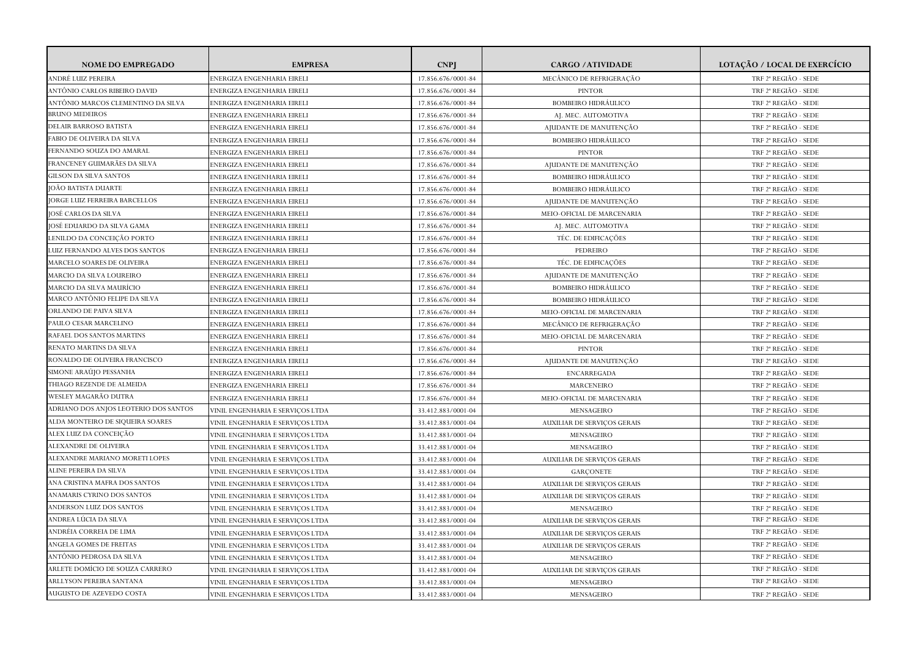| NOME DO EMPREGADO | EMPRESA | CNPJ | CARGO / ATIVIDADE | LOTAÇÃO / LOCAL DE EXERCÍCIO |
|---|---|---|---|---|
| ANDRÉ LUIZ PEREIRA | ENERGIZA ENGENHARIA EIRELI | 17.856.676/0001-84 | MECÂNICO DE REFRIGERAÇÃO | TRF 2ª REGIÃO - SEDE |
| ANTÔNIO CARLOS RIBEIRO DAVID | ENERGIZA ENGENHARIA EIRELI | 17.856.676/0001-84 | PINTOR | TRF 2ª REGIÃO - SEDE |
| ANTÔNIO MARCOS CLEMENTINO DA SILVA | ENERGIZA ENGENHARIA EIRELI | 17.856.676/0001-84 | BOMBEIRO HIDRÁULICO | TRF 2ª REGIÃO - SEDE |
| BRUNO MEDEIROS | ENERGIZA ENGENHARIA EIRELI | 17.856.676/0001-84 | AJ. MEC. AUTOMOTIVA | TRF 2ª REGIÃO - SEDE |
| DELAIR BARROSO BATISTA | ENERGIZA ENGENHARIA EIRELI | 17.856.676/0001-84 | AJUDANTE DE MANUTENÇÃO | TRF 2ª REGIÃO - SEDE |
| FABIO DE OLIVEIRA DA SILVA | ENERGIZA ENGENHARIA EIRELI | 17.856.676/0001-84 | BOMBEIRO HIDRÁULICO | TRF 2ª REGIÃO - SEDE |
| FERNANDO SOUZA DO AMARAL | ENERGIZA ENGENHARIA EIRELI | 17.856.676/0001-84 | PINTOR | TRF 2ª REGIÃO - SEDE |
| FRANCENEY GUIMARÃES DA SILVA | ENERGIZA ENGENHARIA EIRELI | 17.856.676/0001-84 | AJUDANTE DE MANUTENÇÃO | TRF 2ª REGIÃO - SEDE |
| GILSON DA SILVA SANTOS | ENERGIZA ENGENHARIA EIRELI | 17.856.676/0001-84 | BOMBEIRO HIDRÁULICO | TRF 2ª REGIÃO - SEDE |
| JOÃO BATISTA DUARTE | ENERGIZA ENGENHARIA EIRELI | 17.856.676/0001-84 | BOMBEIRO HIDRÁULICO | TRF 2ª REGIÃO - SEDE |
| JORGE LUIZ FERREIRA BARCELLOS | ENERGIZA ENGENHARIA EIRELI | 17.856.676/0001-84 | AJUDANTE DE MANUTENÇÃO | TRF 2ª REGIÃO - SEDE |
| JOSÉ CARLOS DA SILVA | ENERGIZA ENGENHARIA EIRELI | 17.856.676/0001-84 | MEIO-OFICIAL DE MARCENARIA | TRF 2ª REGIÃO - SEDE |
| JOSÉ EDUARDO DA SILVA GAMA | ENERGIZA ENGENHARIA EIRELI | 17.856.676/0001-84 | AJ. MEC. AUTOMOTIVA | TRF 2ª REGIÃO - SEDE |
| LENILDO DA CONCEIÇÃO PORTO | ENERGIZA ENGENHARIA EIRELI | 17.856.676/0001-84 | TÉC. DE EDIFICAÇÕES | TRF 2ª REGIÃO - SEDE |
| LUIZ FERNANDO ALVES DOS SANTOS | ENERGIZA ENGENHARIA EIRELI | 17.856.676/0001-84 | PEDREIRO | TRF 2ª REGIÃO - SEDE |
| MARCELO SOARES DE OLIVEIRA | ENERGIZA ENGENHARIA EIRELI | 17.856.676/0001-84 | TÉC. DE EDIFICAÇÕES | TRF 2ª REGIÃO - SEDE |
| MARCIO DA SILVA LOUREIRO | ENERGIZA ENGENHARIA EIRELI | 17.856.676/0001-84 | AJUDANTE DE MANUTENÇÃO | TRF 2ª REGIÃO - SEDE |
| MARCIO DA SILVA MAURÍCIO | ENERGIZA ENGENHARIA EIRELI | 17.856.676/0001-84 | BOMBEIRO HIDRÁULICO | TRF 2ª REGIÃO - SEDE |
| MARCO ANTÔNIO FELIPE DA SILVA | ENERGIZA ENGENHARIA EIRELI | 17.856.676/0001-84 | BOMBEIRO HIDRÁULICO | TRF 2ª REGIÃO - SEDE |
| ORLANDO DE PAIVA SILVA | ENERGIZA ENGENHARIA EIRELI | 17.856.676/0001-84 | MEIO-OFICIAL DE MARCENARIA | TRF 2ª REGIÃO - SEDE |
| PAULO CESAR MARCELINO | ENERGIZA ENGENHARIA EIRELI | 17.856.676/0001-84 | MECÂNICO DE REFRIGERAÇÃO | TRF 2ª REGIÃO - SEDE |
| RAFAEL DOS SANTOS MARTINS | ENERGIZA ENGENHARIA EIRELI | 17.856.676/0001-84 | MEIO-OFICIAL DE MARCENARIA | TRF 2ª REGIÃO - SEDE |
| RENATO MARTINS DA SILVA | ENERGIZA ENGENHARIA EIRELI | 17.856.676/0001-84 | PINTOR | TRF 2ª REGIÃO - SEDE |
| RONALDO DE OLIVEIRA FRANCISCO | ENERGIZA ENGENHARIA EIRELI | 17.856.676/0001-84 | AJUDANTE DE MANUTENÇÃO | TRF 2ª REGIÃO - SEDE |
| SIMONE ARAÚJO PESSANHA | ENERGIZA ENGENHARIA EIRELI | 17.856.676/0001-84 | ENCARREGADA | TRF 2ª REGIÃO - SEDE |
| THIAGO REZENDE DE ALMEIDA | ENERGIZA ENGENHARIA EIRELI | 17.856.676/0001-84 | MARCENEIRO | TRF 2ª REGIÃO - SEDE |
| WESLEY MAGARÃO DUTRA | ENERGIZA ENGENHARIA EIRELI | 17.856.676/0001-84 | MEIO-OFICIAL DE MARCENARIA | TRF 2ª REGIÃO - SEDE |
| ADRIANO DOS ANJOS LEOTERIO DOS SANTOS | VINIL ENGENHARIA E SERVIÇOS LTDA | 33.412.883/0001-04 | MENSAGEIRO | TRF 2ª REGIÃO - SEDE |
| ALDA MONTEIRO DE SIQUEIRA SOARES | VINIL ENGENHARIA E SERVIÇOS LTDA | 33.412.883/0001-04 | AUXILIAR DE SERVIÇOS GERAIS | TRF 2ª REGIÃO - SEDE |
| ALEX LUIZ DA CONCEIÇÃO | VINIL ENGENHARIA E SERVIÇOS LTDA | 33.412.883/0001-04 | MENSAGEIRO | TRF 2ª REGIÃO - SEDE |
| ALEXANDRE DE OLIVEIRA | VINIL ENGENHARIA E SERVIÇOS LTDA | 33.412.883/0001-04 | MENSAGEIRO | TRF 2ª REGIÃO - SEDE |
| ALEXANDRE MARIANO MORETI LOPES | VINIL ENGENHARIA E SERVIÇOS LTDA | 33.412.883/0001-04 | AUXILIAR DE SERVIÇOS GERAIS | TRF 2ª REGIÃO - SEDE |
| ALINE PEREIRA DA SILVA | VINIL ENGENHARIA E SERVIÇOS LTDA | 33.412.883/0001-04 | GARÇONETE | TRF 2ª REGIÃO - SEDE |
| ANA CRISTINA MAFRA DOS SANTOS | VINIL ENGENHARIA E SERVIÇOS LTDA | 33.412.883/0001-04 | AUXILIAR DE SERVIÇOS GERAIS | TRF 2ª REGIÃO - SEDE |
| ANAMARIS CYRINO DOS SANTOS | VINIL ENGENHARIA E SERVIÇOS LTDA | 33.412.883/0001-04 | AUXILIAR DE SERVIÇOS GERAIS | TRF 2ª REGIÃO - SEDE |
| ANDERSON LUIZ DOS SANTOS | VINIL ENGENHARIA E SERVIÇOS LTDA | 33.412.883/0001-04 | MENSAGEIRO | TRF 2ª REGIÃO - SEDE |
| ANDREA LÚCIA DA SILVA | VINIL ENGENHARIA E SERVIÇOS LTDA | 33.412.883/0001-04 | AUXILIAR DE SERVIÇOS GERAIS | TRF 2ª REGIÃO - SEDE |
| ANDRÉIA CORREIA DE LIMA | VINIL ENGENHARIA E SERVIÇOS LTDA | 33.412.883/0001-04 | AUXILIAR DE SERVIÇOS GERAIS | TRF 2ª REGIÃO - SEDE |
| ANGELA GOMES DE FREITAS | VINIL ENGENHARIA E SERVIÇOS LTDA | 33.412.883/0001-04 | AUXILIAR DE SERVIÇOS GERAIS | TRF 2ª REGIÃO - SEDE |
| ANTÔNIO PEDROSA DA SILVA | VINIL ENGENHARIA E SERVIÇOS LTDA | 33.412.883/0001-04 | MENSAGEIRO | TRF 2ª REGIÃO - SEDE |
| ARLETE DOMÍCIO DE SOUZA CARRERO | VINIL ENGENHARIA E SERVIÇOS LTDA | 33.412.883/0001-04 | AUXILIAR DE SERVIÇOS GERAIS | TRF 2ª REGIÃO - SEDE |
| ARLLYSON PEREIRA SANTANA | VINIL ENGENHARIA E SERVIÇOS LTDA | 33.412.883/0001-04 | MENSAGEIRO | TRF 2ª REGIÃO - SEDE |
| AUGUSTO DE AZEVEDO COSTA | VINIL ENGENHARIA E SERVIÇOS LTDA | 33.412.883/0001-04 | MENSAGEIRO | TRF 2ª REGIÃO - SEDE |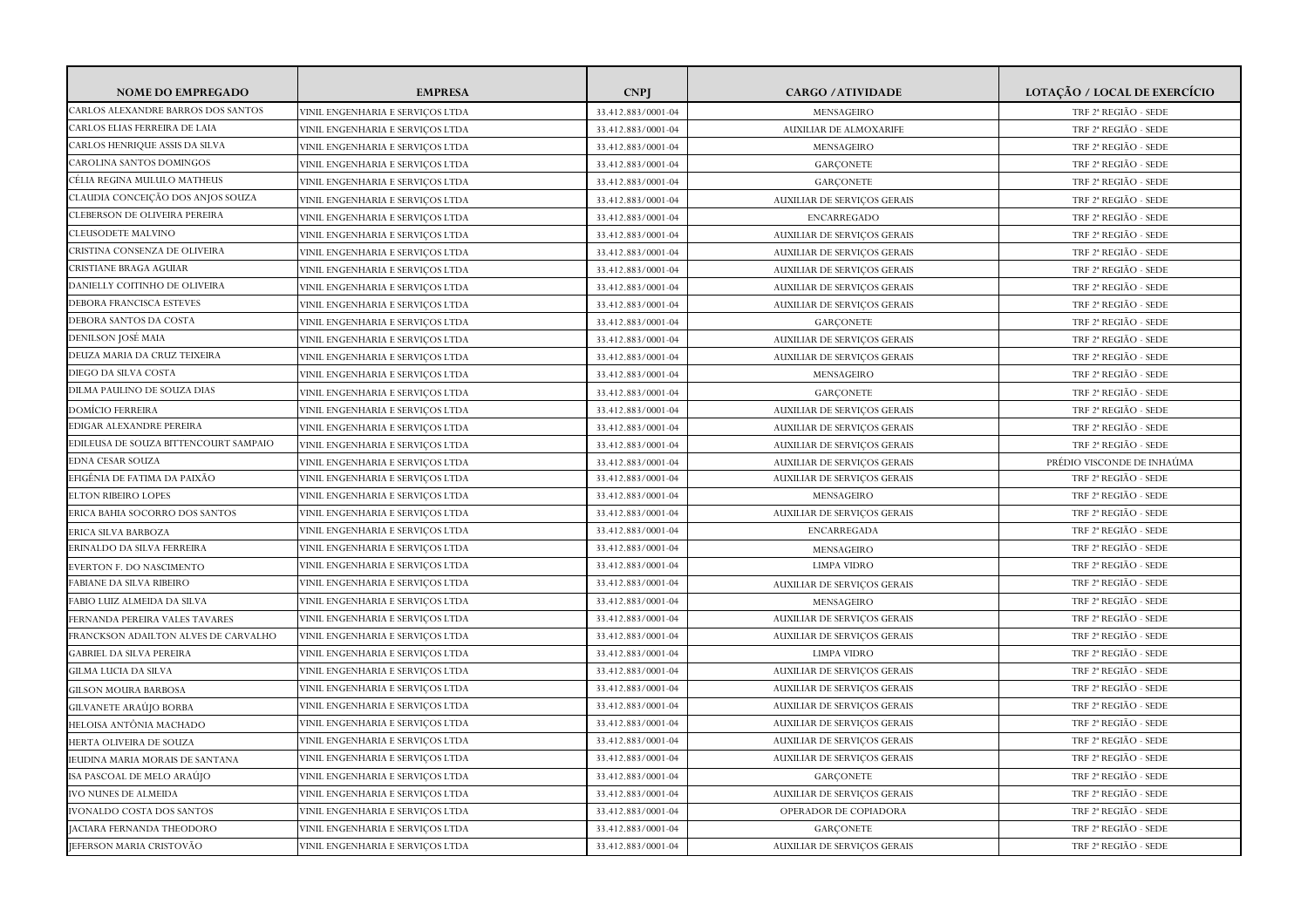| NOME DO EMPREGADO | EMPRESA | CNPJ | CARGO / ATIVIDADE | LOTAÇÃO / LOCAL DE EXERCÍCIO |
|---|---|---|---|---|
| CARLOS ALEXANDRE BARROS DOS SANTOS | VINIL ENGENHARIA E SERVIÇOS LTDA | 33.412.883/0001-04 | MENSAGEIRO | TRF 2ª REGIÃO - SEDE |
| CARLOS ELIAS FERREIRA DE LAIA | VINIL ENGENHARIA E SERVIÇOS LTDA | 33.412.883/0001-04 | AUXILIAR DE ALMOXARIFE | TRF 2ª REGIÃO - SEDE |
| CARLOS HENRIQUE ASSIS DA SILVA | VINIL ENGENHARIA E SERVIÇOS LTDA | 33.412.883/0001-04 | MENSAGEIRO | TRF 2ª REGIÃO - SEDE |
| CAROLINA SANTOS DOMINGOS | VINIL ENGENHARIA E SERVIÇOS LTDA | 33.412.883/0001-04 | GARÇONETE | TRF 2ª REGIÃO - SEDE |
| CÉLIA REGINA MULULO MATHEUS | VINIL ENGENHARIA E SERVIÇOS LTDA | 33.412.883/0001-04 | GARÇONETE | TRF 2ª REGIÃO - SEDE |
| CLAUDIA CONCEIÇÃO DOS ANJOS SOUZA | VINIL ENGENHARIA E SERVIÇOS LTDA | 33.412.883/0001-04 | AUXILIAR DE SERVIÇOS GERAIS | TRF 2ª REGIÃO - SEDE |
| CLEBERSON DE OLIVEIRA PEREIRA | VINIL ENGENHARIA E SERVIÇOS LTDA | 33.412.883/0001-04 | ENCARREGADO | TRF 2ª REGIÃO - SEDE |
| CLEUSODETE MALVINO | VINIL ENGENHARIA E SERVIÇOS LTDA | 33.412.883/0001-04 | AUXILIAR DE SERVIÇOS GERAIS | TRF 2ª REGIÃO - SEDE |
| CRISTINA CONSENZA DE OLIVEIRA | VINIL ENGENHARIA E SERVIÇOS LTDA | 33.412.883/0001-04 | AUXILIAR DE SERVIÇOS GERAIS | TRF 2ª REGIÃO - SEDE |
| CRISTIANE BRAGA AGUIAR | VINIL ENGENHARIA E SERVIÇOS LTDA | 33.412.883/0001-04 | AUXILIAR DE SERVIÇOS GERAIS | TRF 2ª REGIÃO - SEDE |
| DANIELLY COITINHO DE OLIVEIRA | VINIL ENGENHARIA E SERVIÇOS LTDA | 33.412.883/0001-04 | AUXILIAR DE SERVIÇOS GERAIS | TRF 2ª REGIÃO - SEDE |
| DEBORA FRANCISCA ESTEVES | VINIL ENGENHARIA E SERVIÇOS LTDA | 33.412.883/0001-04 | AUXILIAR DE SERVIÇOS GERAIS | TRF 2ª REGIÃO - SEDE |
| DEBORA SANTOS DA COSTA | VINIL ENGENHARIA E SERVIÇOS LTDA | 33.412.883/0001-04 | GARÇONETE | TRF 2ª REGIÃO - SEDE |
| DENILSON JOSÉ MAIA | VINIL ENGENHARIA E SERVIÇOS LTDA | 33.412.883/0001-04 | AUXILIAR DE SERVIÇOS GERAIS | TRF 2ª REGIÃO - SEDE |
| DEUZA MARIA DA CRUZ TEIXEIRA | VINIL ENGENHARIA E SERVIÇOS LTDA | 33.412.883/0001-04 | AUXILIAR DE SERVIÇOS GERAIS | TRF 2ª REGIÃO - SEDE |
| DIEGO DA SILVA COSTA | VINIL ENGENHARIA E SERVIÇOS LTDA | 33.412.883/0001-04 | MENSAGEIRO | TRF 2ª REGIÃO - SEDE |
| DILMA PAULINO DE SOUZA DIAS | VINIL ENGENHARIA E SERVIÇOS LTDA | 33.412.883/0001-04 | GARÇONETE | TRF 2ª REGIÃO - SEDE |
| DOMÍCIO FERREIRA | VINIL ENGENHARIA E SERVIÇOS LTDA | 33.412.883/0001-04 | AUXILIAR DE SERVIÇOS GERAIS | TRF 2ª REGIÃO - SEDE |
| EDIGAR ALEXANDRE PEREIRA | VINIL ENGENHARIA E SERVIÇOS LTDA | 33.412.883/0001-04 | AUXILIAR DE SERVIÇOS GERAIS | TRF 2ª REGIÃO - SEDE |
| EDILEUSA DE SOUZA BITTENCOURT SAMPAIO | VINIL ENGENHARIA E SERVIÇOS LTDA | 33.412.883/0001-04 | AUXILIAR DE SERVIÇOS GERAIS | TRF 2ª REGIÃO - SEDE |
| EDNA CESAR SOUZA | VINIL ENGENHARIA E SERVIÇOS LTDA | 33.412.883/0001-04 | AUXILIAR DE SERVIÇOS GERAIS | PRÉDIO VISCONDE DE INHAÚMA |
| EFIGÊNIA DE FATIMA DA PAIXÃO | VINIL ENGENHARIA E SERVIÇOS LTDA | 33.412.883/0001-04 | AUXILIAR DE SERVIÇOS GERAIS | TRF 2ª REGIÃO - SEDE |
| ELTON RIBEIRO LOPES | VINIL ENGENHARIA E SERVIÇOS LTDA | 33.412.883/0001-04 | MENSAGEIRO | TRF 2ª REGIÃO - SEDE |
| ERICA BAHIA SOCORRO DOS SANTOS | VINIL ENGENHARIA E SERVIÇOS LTDA | 33.412.883/0001-04 | AUXILIAR DE SERVIÇOS GERAIS | TRF 2ª REGIÃO - SEDE |
| ERICA SILVA BARBOZA | VINIL ENGENHARIA E SERVIÇOS LTDA | 33.412.883/0001-04 | ENCARREGADA | TRF 2ª REGIÃO - SEDE |
| ERINALDO DA SILVA FERREIRA | VINIL ENGENHARIA E SERVIÇOS LTDA | 33.412.883/0001-04 | MENSAGEIRO | TRF 2ª REGIÃO - SEDE |
| EVERTON F. DO NASCIMENTO | VINIL ENGENHARIA E SERVIÇOS LTDA | 33.412.883/0001-04 | LIMPA VIDRO | TRF 2ª REGIÃO - SEDE |
| FABIANE DA SILVA RIBEIRO | VINIL ENGENHARIA E SERVIÇOS LTDA | 33.412.883/0001-04 | AUXILIAR DE SERVIÇOS GERAIS | TRF 2ª REGIÃO - SEDE |
| FABIO LUIZ ALMEIDA DA SILVA | VINIL ENGENHARIA E SERVIÇOS LTDA | 33.412.883/0001-04 | MENSAGEIRO | TRF 2ª REGIÃO - SEDE |
| FERNANDA PEREIRA VALES TAVARES | VINIL ENGENHARIA E SERVIÇOS LTDA | 33.412.883/0001-04 | AUXILIAR DE SERVIÇOS GERAIS | TRF 2ª REGIÃO - SEDE |
| FRANCKSON ADAILTON ALVES DE CARVALHO | VINIL ENGENHARIA E SERVIÇOS LTDA | 33.412.883/0001-04 | AUXILIAR DE SERVIÇOS GERAIS | TRF 2ª REGIÃO - SEDE |
| GABRIEL DA SILVA PEREIRA | VINIL ENGENHARIA E SERVIÇOS LTDA | 33.412.883/0001-04 | LIMPA VIDRO | TRF 2ª REGIÃO - SEDE |
| GILMA LUCIA DA SILVA | VINIL ENGENHARIA E SERVIÇOS LTDA | 33.412.883/0001-04 | AUXILIAR DE SERVIÇOS GERAIS | TRF 2ª REGIÃO - SEDE |
| GILSON MOURA BARBOSA | VINIL ENGENHARIA E SERVIÇOS LTDA | 33.412.883/0001-04 | AUXILIAR DE SERVIÇOS GERAIS | TRF 2ª REGIÃO - SEDE |
| GILVANETE ARAÚJO BORBA | VINIL ENGENHARIA E SERVIÇOS LTDA | 33.412.883/0001-04 | AUXILIAR DE SERVIÇOS GERAIS | TRF 2ª REGIÃO - SEDE |
| HELOISA ANTÔNIA MACHADO | VINIL ENGENHARIA E SERVIÇOS LTDA | 33.412.883/0001-04 | AUXILIAR DE SERVIÇOS GERAIS | TRF 2ª REGIÃO - SEDE |
| HERTA OLIVEIRA DE SOUZA | VINIL ENGENHARIA E SERVIÇOS LTDA | 33.412.883/0001-04 | AUXILIAR DE SERVIÇOS GERAIS | TRF 2ª REGIÃO - SEDE |
| IEUDINA MARIA MORAIS DE SANTANA | VINIL ENGENHARIA E SERVIÇOS LTDA | 33.412.883/0001-04 | AUXILIAR DE SERVIÇOS GERAIS | TRF 2ª REGIÃO - SEDE |
| ISA PASCOAL DE MELO ARAÚJO | VINIL ENGENHARIA E SERVIÇOS LTDA | 33.412.883/0001-04 | GARÇONETE | TRF 2ª REGIÃO - SEDE |
| IVO NUNES DE ALMEIDA | VINIL ENGENHARIA E SERVIÇOS LTDA | 33.412.883/0001-04 | AUXILIAR DE SERVIÇOS GERAIS | TRF 2ª REGIÃO - SEDE |
| IVONALDO COSTA DOS SANTOS | VINIL ENGENHARIA E SERVIÇOS LTDA | 33.412.883/0001-04 | OPERADOR DE COPIADORA | TRF 2ª REGIÃO - SEDE |
| JACIARA FERNANDA THEODORO | VINIL ENGENHARIA E SERVIÇOS LTDA | 33.412.883/0001-04 | GARÇONETE | TRF 2ª REGIÃO - SEDE |
| JEFERSON MARIA CRISTOVÃO | VINIL ENGENHARIA E SERVIÇOS LTDA | 33.412.883/0001-04 | AUXILIAR DE SERVIÇOS GERAIS | TRF 2ª REGIÃO - SEDE |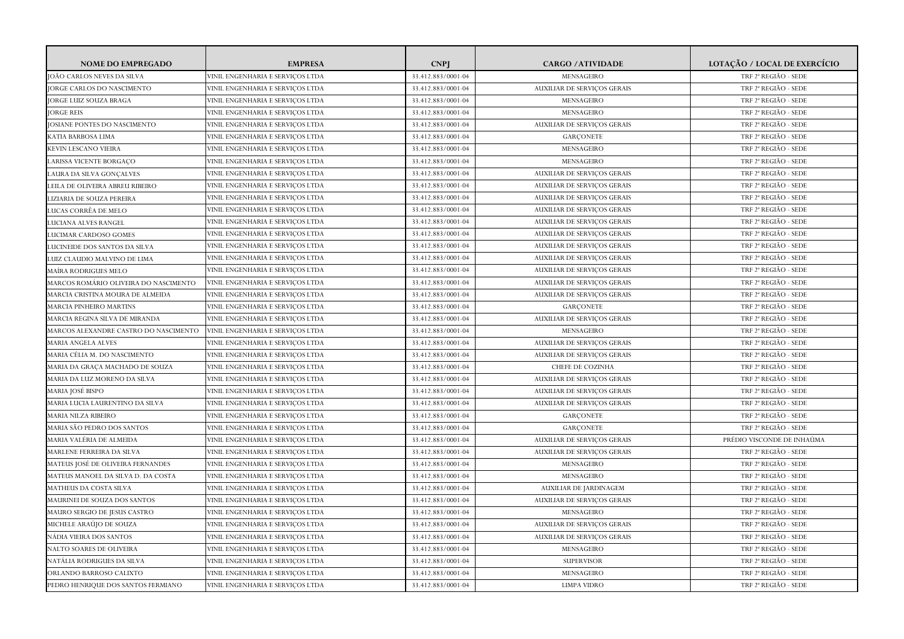| NOME DO EMPREGADO | EMPRESA | CNPJ | CARGO / ATIVIDADE | LOTAÇÃO / LOCAL DE EXERCÍCIO |
|---|---|---|---|---|
| JOÃO CARLOS NEVES DA SILVA | VINIL ENGENHARIA E SERVIÇOS LTDA | 33.412.883/0001-04 | MENSAGEIRO | TRF 2ª REGIÃO - SEDE |
| JORGE CARLOS DO NASCIMENTO | VINIL ENGENHARIA E SERVIÇOS LTDA | 33.412.883/0001-04 | AUXILIAR DE SERVIÇOS GERAIS | TRF 2ª REGIÃO - SEDE |
| JORGE LUIZ SOUZA BRAGA | VINIL ENGENHARIA E SERVIÇOS LTDA | 33.412.883/0001-04 | MENSAGEIRO | TRF 2ª REGIÃO - SEDE |
| JORGE REIS | VINIL ENGENHARIA E SERVIÇOS LTDA | 33.412.883/0001-04 | MENSAGEIRO | TRF 2ª REGIÃO - SEDE |
| JOSIANE PONTES DO NASCIMENTO | VINIL ENGENHARIA E SERVIÇOS LTDA | 33.412.883/0001-04 | AUXILIAR DE SERVIÇOS GERAIS | TRF 2ª REGIÃO - SEDE |
| KATIA BARBOSA LIMA | VINIL ENGENHARIA E SERVIÇOS LTDA | 33.412.883/0001-04 | GARÇONETE | TRF 2ª REGIÃO - SEDE |
| KEVIN LESCANO VIEIRA | VINIL ENGENHARIA E SERVIÇOS LTDA | 33.412.883/0001-04 | MENSAGEIRO | TRF 2ª REGIÃO - SEDE |
| LARISSA VICENTE BORGAÇO | VINIL ENGENHARIA E SERVIÇOS LTDA | 33.412.883/0001-04 | MENSAGEIRO | TRF 2ª REGIÃO - SEDE |
| LAURA DA SILVA GONÇALVES | VINIL ENGENHARIA E SERVIÇOS LTDA | 33.412.883/0001-04 | AUXILIAR DE SERVIÇOS GERAIS | TRF 2ª REGIÃO - SEDE |
| LEILA DE OLIVEIRA ABREU RIBEIRO | VINIL ENGENHARIA E SERVIÇOS LTDA | 33.412.883/0001-04 | AUXILIAR DE SERVIÇOS GERAIS | TRF 2ª REGIÃO - SEDE |
| LIZIARIA DE SOUZA PEREIRA | VINIL ENGENHARIA E SERVIÇOS LTDA | 33.412.883/0001-04 | AUXILIAR DE SERVIÇOS GERAIS | TRF 2ª REGIÃO - SEDE |
| LUCAS CORRÊA DE MELO | VINIL ENGENHARIA E SERVIÇOS LTDA | 33.412.883/0001-04 | AUXILIAR DE SERVIÇOS GERAIS | TRF 2ª REGIÃO - SEDE |
| LUCIANA ALVES RANGEL | VINIL ENGENHARIA E SERVIÇOS LTDA | 33.412.883/0001-04 | AUXILIAR DE SERVIÇOS GERAIS | TRF 2ª REGIÃO - SEDE |
| LUCIMAR CARDOSO GOMES | VINIL ENGENHARIA E SERVIÇOS LTDA | 33.412.883/0001-04 | AUXILIAR DE SERVIÇOS GERAIS | TRF 2ª REGIÃO - SEDE |
| LUCINEIDE DOS SANTOS DA SILVA | VINIL ENGENHARIA E SERVIÇOS LTDA | 33.412.883/0001-04 | AUXILIAR DE SERVIÇOS GERAIS | TRF 2ª REGIÃO - SEDE |
| LUIZ CLAUDIO MALVINO DE LIMA | VINIL ENGENHARIA E SERVIÇOS LTDA | 33.412.883/0001-04 | AUXILIAR DE SERVIÇOS GERAIS | TRF 2ª REGIÃO - SEDE |
| MAÍRA RODRIGUES MELO | VINIL ENGENHARIA E SERVIÇOS LTDA | 33.412.883/0001-04 | AUXILIAR DE SERVIÇOS GERAIS | TRF 2ª REGIÃO - SEDE |
| MARCOS ROMÁRIO OLIVEIRA DO NASCIMENTO | VINIL ENGENHARIA E SERVIÇOS LTDA | 33.412.883/0001-04 | AUXILIAR DE SERVIÇOS GERAIS | TRF 2ª REGIÃO - SEDE |
| MARCIA CRISTINA MOURA DE ALMEIDA | VINIL ENGENHARIA E SERVIÇOS LTDA | 33.412.883/0001-04 | AUXILIAR DE SERVIÇOS GERAIS | TRF 2ª REGIÃO - SEDE |
| MARCIA PINHEIRO MARTINS | VINIL ENGENHARIA E SERVIÇOS LTDA | 33.412.883/0001-04 | GARÇONETE | TRF 2ª REGIÃO - SEDE |
| MARCIA REGINA SILVA DE MIRANDA | VINIL ENGENHARIA E SERVIÇOS LTDA | 33.412.883/0001-04 | AUXILIAR DE SERVIÇOS GERAIS | TRF 2ª REGIÃO - SEDE |
| MARCOS ALEXANDRE CASTRO DO NASCIMENTO | VINIL ENGENHARIA E SERVIÇOS LTDA | 33.412.883/0001-04 | MENSAGEIRO | TRF 2ª REGIÃO - SEDE |
| MARIA ANGELA ALVES | VINIL ENGENHARIA E SERVIÇOS LTDA | 33.412.883/0001-04 | AUXILIAR DE SERVIÇOS GERAIS | TRF 2ª REGIÃO - SEDE |
| MARIA CÉLIA M. DO NASCIMENTO | VINIL ENGENHARIA E SERVIÇOS LTDA | 33.412.883/0001-04 | AUXILIAR DE SERVIÇOS GERAIS | TRF 2ª REGIÃO - SEDE |
| MARIA DA GRAÇA MACHADO DE SOUZA | VINIL ENGENHARIA E SERVIÇOS LTDA | 33.412.883/0001-04 | CHEFE DE COZINHA | TRF 2ª REGIÃO - SEDE |
| MARIA DA LUZ MORENO DA SILVA | VINIL ENGENHARIA E SERVIÇOS LTDA | 33.412.883/0001-04 | AUXILIAR DE SERVIÇOS GERAIS | TRF 2ª REGIÃO - SEDE |
| MARIA JOSÉ BISPO | VINIL ENGENHARIA E SERVIÇOS LTDA | 33.412.883/0001-04 | AUXILIAR DE SERVIÇOS GERAIS | TRF 2ª REGIÃO - SEDE |
| MARIA LUCIA LAURENTINO DA SILVA | VINIL ENGENHARIA E SERVIÇOS LTDA | 33.412.883/0001-04 | AUXILIAR DE SERVIÇOS GERAIS | TRF 2ª REGIÃO - SEDE |
| MARIA NILZA RIBEIRO | VINIL ENGENHARIA E SERVIÇOS LTDA | 33.412.883/0001-04 | GARÇONETE | TRF 2ª REGIÃO - SEDE |
| MARIA SÃO PEDRO DOS SANTOS | VINIL ENGENHARIA E SERVIÇOS LTDA | 33.412.883/0001-04 | GARÇONETE | TRF 2ª REGIÃO - SEDE |
| MARIA VALÉRIA DE ALMEIDA | VINIL ENGENHARIA E SERVIÇOS LTDA | 33.412.883/0001-04 | AUXILIAR DE SERVIÇOS GERAIS | PRÉDIO VISCONDE DE INHAÚMA |
| MARLENE FERREIRA DA SILVA | VINIL ENGENHARIA E SERVIÇOS LTDA | 33.412.883/0001-04 | AUXILIAR DE SERVIÇOS GERAIS | TRF 2ª REGIÃO - SEDE |
| MATEUS JOSÉ DE OLIVEIRA FERNANDES | VINIL ENGENHARIA E SERVIÇOS LTDA | 33.412.883/0001-04 | MENSAGEIRO | TRF 2ª REGIÃO - SEDE |
| MATEUS MANOEL DA SILVA D. DA COSTA | VINIL ENGENHARIA E SERVIÇOS LTDA | 33.412.883/0001-04 | MENSAGEIRO | TRF 2ª REGIÃO - SEDE |
| MATHEUS DA COSTA SILVA | VINIL ENGENHARIA E SERVIÇOS LTDA | 33.412.883/0001-04 | AUXILIAR DE JARDINAGEM | TRF 2ª REGIÃO - SEDE |
| MAURINEI DE SOUZA DOS SANTOS | VINIL ENGENHARIA E SERVIÇOS LTDA | 33.412.883/0001-04 | AUXILIAR DE SERVIÇOS GERAIS | TRF 2ª REGIÃO - SEDE |
| MAURO SERGIO DE JESUS CASTRO | VINIL ENGENHARIA E SERVIÇOS LTDA | 33.412.883/0001-04 | MENSAGEIRO | TRF 2ª REGIÃO - SEDE |
| MICHELE ARAÚJO DE SOUZA | VINIL ENGENHARIA E SERVIÇOS LTDA | 33.412.883/0001-04 | AUXILIAR DE SERVIÇOS GERAIS | TRF 2ª REGIÃO - SEDE |
| NÁDIA VIEIRA DOS SANTOS | VINIL ENGENHARIA E SERVIÇOS LTDA | 33.412.883/0001-04 | AUXILIAR DE SERVIÇOS GERAIS | TRF 2ª REGIÃO - SEDE |
| NALTO SOARES DE OLIVEIRA | VINIL ENGENHARIA E SERVIÇOS LTDA | 33.412.883/0001-04 | MENSAGEIRO | TRF 2ª REGIÃO - SEDE |
| NATÁLIA RODRIGUES DA SILVA | VINIL ENGENHARIA E SERVIÇOS LTDA | 33.412.883/0001-04 | SUPERVISOR | TRF 2ª REGIÃO - SEDE |
| ORLANDO BARROSO CALIXTO | VINIL ENGENHARIA E SERVIÇOS LTDA | 33.412.883/0001-04 | MENSAGEIRO | TRF 2ª REGIÃO - SEDE |
| PEDRO HENRIQUE DOS SANTOS FERMIANO | VINIL ENGENHARIA E SERVIÇOS LTDA | 33.412.883/0001-04 | LIMPA VIDRO | TRF 2ª REGIÃO - SEDE |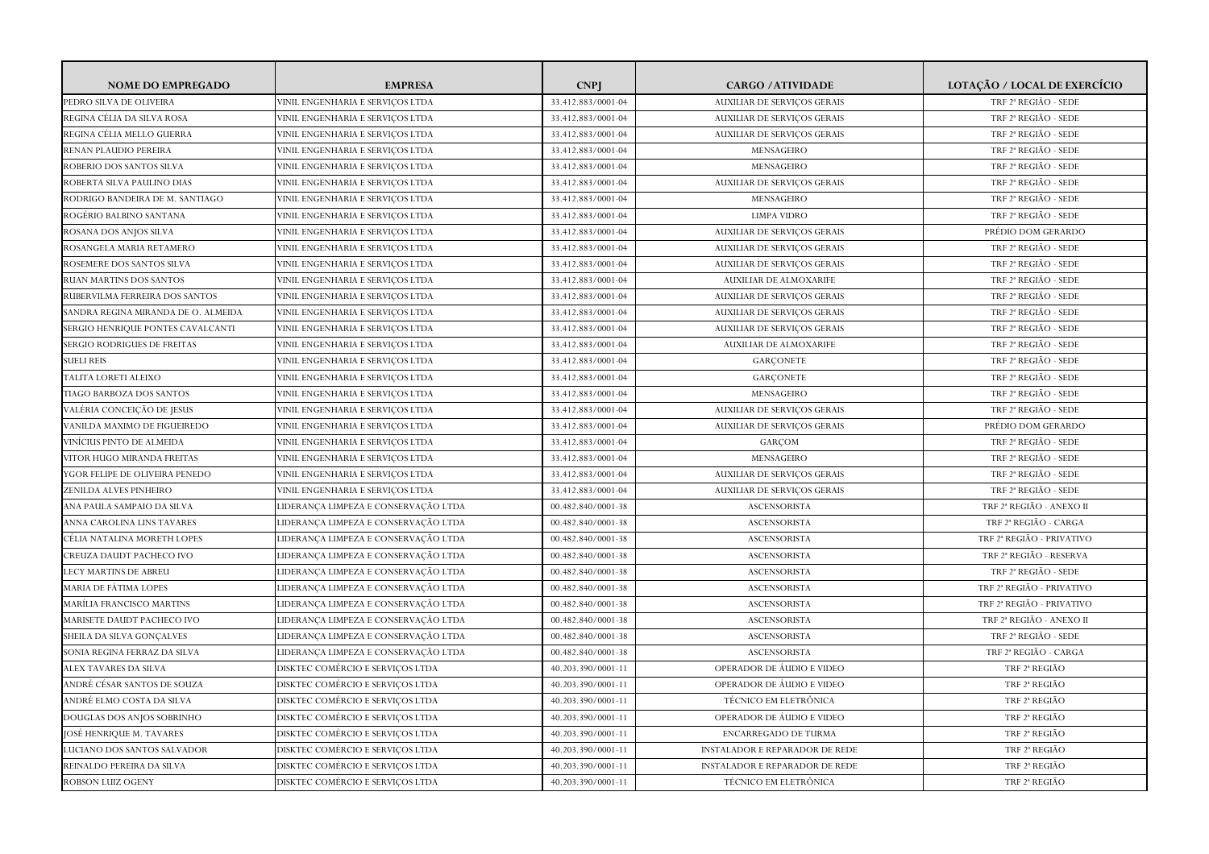| NOME DO EMPREGADO | EMPRESA | CNPJ | CARGO / ATIVIDADE | LOTAÇÃO / LOCAL DE EXERCÍCIO |
|---|---|---|---|---|
| PEDRO SILVA DE OLIVEIRA | VINIL ENGENHARIA E SERVIÇOS LTDA | 33.412.883/0001-04 | AUXILIAR DE SERVIÇOS GERAIS | TRF 2ª REGIÃO - SEDE |
| REGINA CÉLIA DA SILVA ROSA | VINIL ENGENHARIA E SERVIÇOS LTDA | 33.412.883/0001-04 | AUXILIAR DE SERVIÇOS GERAIS | TRF 2ª REGIÃO - SEDE |
| REGINA CÉLIA MELLO GUERRA | VINIL ENGENHARIA E SERVIÇOS LTDA | 33.412.883/0001-04 | AUXILIAR DE SERVIÇOS GERAIS | TRF 2ª REGIÃO - SEDE |
| RENAN PLAUDIO PEREIRA | VINIL ENGENHARIA E SERVIÇOS LTDA | 33.412.883/0001-04 | MENSAGEIRO | TRF 2ª REGIÃO - SEDE |
| ROBERIO DOS SANTOS SILVA | VINIL ENGENHARIA E SERVIÇOS LTDA | 33.412.883/0001-04 | MENSAGEIRO | TRF 2ª REGIÃO - SEDE |
| ROBERTA SILVA PAULINO DIAS | VINIL ENGENHARIA E SERVIÇOS LTDA | 33.412.883/0001-04 | AUXILIAR DE SERVIÇOS GERAIS | TRF 2ª REGIÃO - SEDE |
| RODRIGO BANDEIRA DE M. SANTIAGO | VINIL ENGENHARIA E SERVIÇOS LTDA | 33.412.883/0001-04 | MENSAGEIRO | TRF 2ª REGIÃO - SEDE |
| ROGÉRIO BALBINO SANTANA | VINIL ENGENHARIA E SERVIÇOS LTDA | 33.412.883/0001-04 | LIMPA VIDRO | TRF 2ª REGIÃO - SEDE |
| ROSANA DOS ANJOS SILVA | VINIL ENGENHARIA E SERVIÇOS LTDA | 33.412.883/0001-04 | AUXILIAR DE SERVIÇOS GERAIS | PRÉDIO DOM GERARDO |
| ROSANGELA MARIA RETAMERO | VINIL ENGENHARIA E SERVIÇOS LTDA | 33.412.883/0001-04 | AUXILIAR DE SERVIÇOS GERAIS | TRF 2ª REGIÃO - SEDE |
| ROSEMERE DOS SANTOS SILVA | VINIL ENGENHARIA E SERVIÇOS LTDA | 33.412.883/0001-04 | AUXILIAR DE SERVIÇOS GERAIS | TRF 2ª REGIÃO - SEDE |
| RUAN MARTINS DOS SANTOS | VINIL ENGENHARIA E SERVIÇOS LTDA | 33.412.883/0001-04 | AUXILIAR DE ALMOXARIFE | TRF 2ª REGIÃO - SEDE |
| RUBERVILMA FERREIRA DOS SANTOS | VINIL ENGENHARIA E SERVIÇOS LTDA | 33.412.883/0001-04 | AUXILIAR DE SERVIÇOS GERAIS | TRF 2ª REGIÃO - SEDE |
| SANDRA REGINA MIRANDA DE O. ALMEIDA | VINIL ENGENHARIA E SERVIÇOS LTDA | 33.412.883/0001-04 | AUXILIAR DE SERVIÇOS GERAIS | TRF 2ª REGIÃO - SEDE |
| SERGIO HENRIQUE PONTES CAVALCANTI | VINIL ENGENHARIA E SERVIÇOS LTDA | 33.412.883/0001-04 | AUXILIAR DE SERVIÇOS GERAIS | TRF 2ª REGIÃO - SEDE |
| SERGIO RODRIGUES DE FREITAS | VINIL ENGENHARIA E SERVIÇOS LTDA | 33.412.883/0001-04 | AUXILIAR DE ALMOXARIFE | TRF 2ª REGIÃO - SEDE |
| SUELI REIS | VINIL ENGENHARIA E SERVIÇOS LTDA | 33.412.883/0001-04 | GARÇONETE | TRF 2ª REGIÃO - SEDE |
| TALITA LORETI ALEIXO | VINIL ENGENHARIA E SERVIÇOS LTDA | 33.412.883/0001-04 | GARÇONETE | TRF 2ª REGIÃO - SEDE |
| TIAGO BARBOZA DOS SANTOS | VINIL ENGENHARIA E SERVIÇOS LTDA | 33.412.883/0001-04 | MENSAGEIRO | TRF 2ª REGIÃO - SEDE |
| VALÉRIA CONCEIÇÃO DE JESUS | VINIL ENGENHARIA E SERVIÇOS LTDA | 33.412.883/0001-04 | AUXILIAR DE SERVIÇOS GERAIS | TRF 2ª REGIÃO - SEDE |
| VANILDA MAXIMO DE FIGUEIREDO | VINIL ENGENHARIA E SERVIÇOS LTDA | 33.412.883/0001-04 | AUXILIAR DE SERVIÇOS GERAIS | PRÉDIO DOM GERARDO |
| VINÍCIUS PINTO DE ALMEIDA | VINIL ENGENHARIA E SERVIÇOS LTDA | 33.412.883/0001-04 | GARÇOM | TRF 2ª REGIÃO - SEDE |
| VITOR HUGO MIRANDA FREITAS | VINIL ENGENHARIA E SERVIÇOS LTDA | 33.412.883/0001-04 | MENSAGEIRO | TRF 2ª REGIÃO - SEDE |
| YGOR FELIPE DE OLIVEIRA PENEDO | VINIL ENGENHARIA E SERVIÇOS LTDA | 33.412.883/0001-04 | AUXILIAR DE SERVIÇOS GERAIS | TRF 2ª REGIÃO - SEDE |
| ZENILDA ALVES PINHEIRO | VINIL ENGENHARIA E SERVIÇOS LTDA | 33.412.883/0001-04 | AUXILIAR DE SERVIÇOS GERAIS | TRF 2ª REGIÃO - SEDE |
| ANA PAULA SAMPAIO DA SILVA | LIDERANÇA LIMPEZA E CONSERVAÇÃO LTDA | 00.482.840/0001-38 | ASCENSORISTA | TRF 2ª REGIÃO - ANEXO II |
| ANNA CAROLINA LINS TAVARES | LIDERANÇA LIMPEZA E CONSERVAÇÃO LTDA | 00.482.840/0001-38 | ASCENSORISTA | TRF 2ª REGIÃO - CARGA |
| CÉLIA NATALINA MORETH LOPES | LIDERANÇA LIMPEZA E CONSERVAÇÃO LTDA | 00.482.840/0001-38 | ASCENSORISTA | TRF 2ª REGIÃO - PRIVATIVO |
| CREUZA DAUDT PACHECO IVO | LIDERANÇA LIMPEZA E CONSERVAÇÃO LTDA | 00.482.840/0001-38 | ASCENSORISTA | TRF 2ª REGIÃO - RESERVA |
| LECY MARTINS DE ABREU | LIDERANÇA LIMPEZA E CONSERVAÇÃO LTDA | 00.482.840/0001-38 | ASCENSORISTA | TRF 2ª REGIÃO - SEDE |
| MARIA DE FÁTIMA LOPES | LIDERANÇA LIMPEZA E CONSERVAÇÃO LTDA | 00.482.840/0001-38 | ASCENSORISTA | TRF 2ª REGIÃO - PRIVATIVO |
| MARÍLIA FRANCISCO MARTINS | LIDERANÇA LIMPEZA E CONSERVAÇÃO LTDA | 00.482.840/0001-38 | ASCENSORISTA | TRF 2ª REGIÃO - PRIVATIVO |
| MARISETE DAUDT PACHECO IVO | LIDERANÇA LIMPEZA E CONSERVAÇÃO LTDA | 00.482.840/0001-38 | ASCENSORISTA | TRF 2ª REGIÃO - ANEXO II |
| SHEILA DA SILVA GONÇALVES | LIDERANÇA LIMPEZA E CONSERVAÇÃO LTDA | 00.482.840/0001-38 | ASCENSORISTA | TRF 2ª REGIÃO - SEDE |
| SONIA REGINA FERRAZ DA SILVA | LIDERANÇA LIMPEZA E CONSERVAÇÃO LTDA | 00.482.840/0001-38 | ASCENSORISTA | TRF 2ª REGIÃO - CARGA |
| ALEX TAVARES DA SILVA | DISKTEC COMÉRCIO E SERVIÇOS LTDA | 40.203.390/0001-11 | OPERADOR DE ÁUDIO E VIDEO | TRF 2ª REGIÃO |
| ANDRÉ CÉSAR SANTOS DE SOUZA | DISKTEC COMÉRCIO E SERVIÇOS LTDA | 40.203.390/0001-11 | OPERADOR DE ÁUDIO E VIDEO | TRF 2ª REGIÃO |
| ANDRÉ ELMO COSTA DA SILVA | DISKTEC COMÉRCIO E SERVIÇOS LTDA | 40.203.390/0001-11 | TÉCNICO EM ELETRÔNICA | TRF 2ª REGIÃO |
| DOUGLAS DOS ANJOS SOBRINHO | DISKTEC COMÉRCIO E SERVIÇOS LTDA | 40.203.390/0001-11 | OPERADOR DE ÁUDIO E VIDEO | TRF 2ª REGIÃO |
| JOSÉ HENRIQUE M. TAVARES | DISKTEC COMÉRCIO E SERVIÇOS LTDA | 40.203.390/0001-11 | ENCARREGADO DE TURMA | TRF 2ª REGIÃO |
| LUCIANO DOS SANTOS SALVADOR | DISKTEC COMÉRCIO E SERVIÇOS LTDA | 40.203.390/0001-11 | INSTALADOR E REPARADOR DE REDE | TRF 2ª REGIÃO |
| REINALDO PEREIRA DA SILVA | DISKTEC COMÉRCIO E SERVIÇOS LTDA | 40.203.390/0001-11 | INSTALADOR E REPARADOR DE REDE | TRF 2ª REGIÃO |
| ROBSON LUIZ OGENY | DISKTEC COMÉRCIO E SERVIÇOS LTDA | 40.203.390/0001-11 | TÉCNICO EM ELETRÔNICA | TRF 2ª REGIÃO |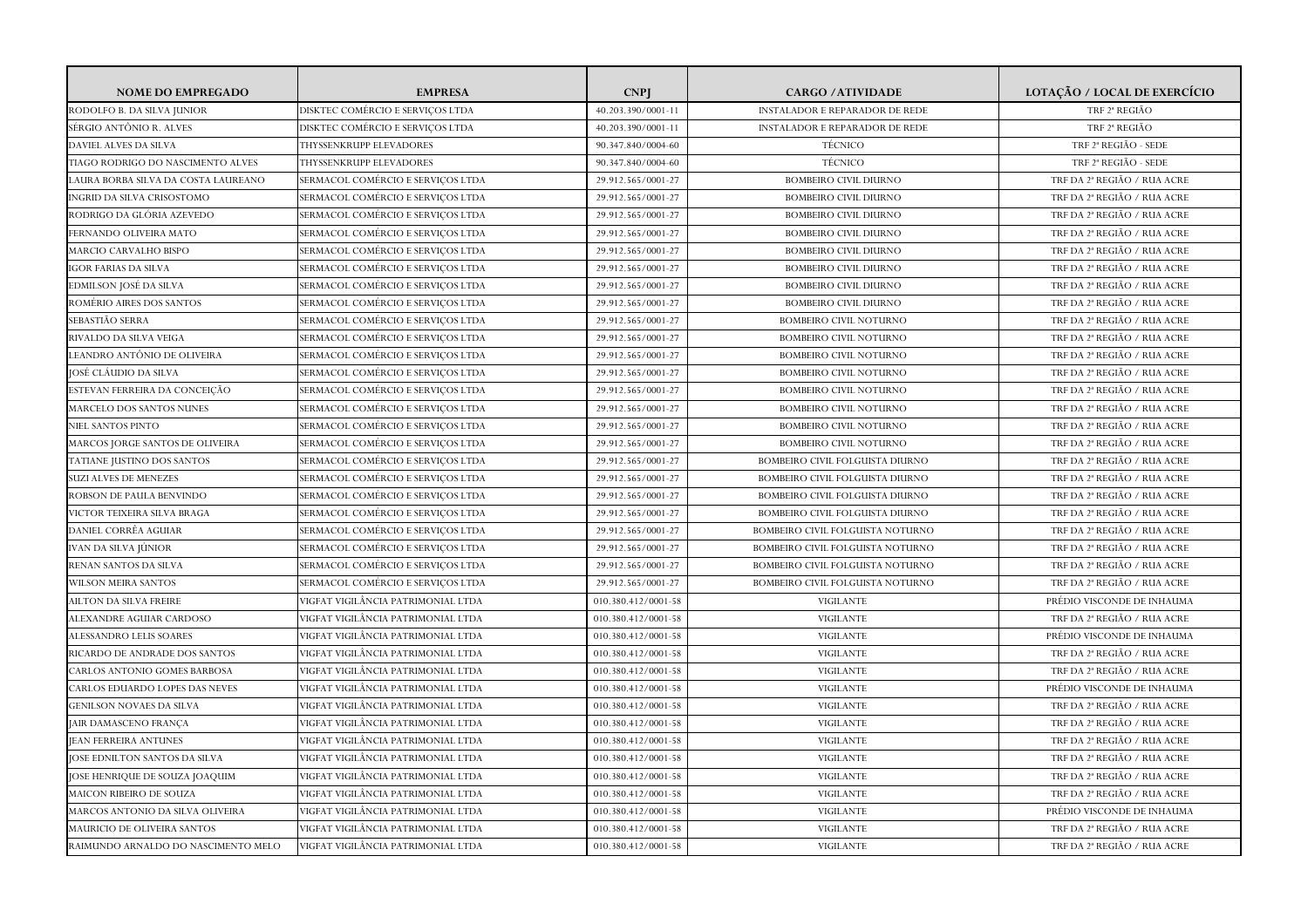| NOME DO EMPREGADO | EMPRESA | CNPJ | CARGO / ATIVIDADE | LOTAÇÃO / LOCAL DE EXERCÍCIO |
|---|---|---|---|---|
| RODOLFO B. DA SILVA JUNIOR | DISKTEC COMÉRCIO E SERVIÇOS LTDA | 40.203.390/0001-11 | INSTALADOR E REPARADOR DE REDE | TRF 2ª REGIÃO |
| SÉRGIO ANTÔNIO R. ALVES | DISKTEC COMÉRCIO E SERVIÇOS LTDA | 40.203.390/0001-11 | INSTALADOR E REPARADOR DE REDE | TRF 2ª REGIÃO |
| DAVIEL ALVES DA SILVA | THYSSENKRUPP ELEVADORES | 90.347.840/0004-60 | TÉCNICO | TRF 2ª REGIÃO - SEDE |
| TIAGO RODRIGO DO NASCIMENTO ALVES | THYSSENKRUPP ELEVADORES | 90.347.840/0004-60 | TÉCNICO | TRF 2ª REGIÃO - SEDE |
| LAURA BORBA SILVA DA COSTA LAUREANO | SERMACOL COMÉRCIO E SERVIÇOS LTDA | 29.912.565/0001-27 | BOMBEIRO CIVIL DIURNO | TRF DA 2ª REGIÃO / RUA ACRE |
| INGRID DA SILVA CRISOSTOMO | SERMACOL COMÉRCIO E SERVIÇOS LTDA | 29.912.565/0001-27 | BOMBEIRO CIVIL DIURNO | TRF DA 2ª REGIÃO / RUA ACRE |
| RODRIGO DA GLÓRIA AZEVEDO | SERMACOL COMÉRCIO E SERVIÇOS LTDA | 29.912.565/0001-27 | BOMBEIRO CIVIL DIURNO | TRF DA 2ª REGIÃO / RUA ACRE |
| FERNANDO OLIVEIRA MATO | SERMACOL COMÉRCIO E SERVIÇOS LTDA | 29.912.565/0001-27 | BOMBEIRO CIVIL DIURNO | TRF DA 2ª REGIÃO / RUA ACRE |
| MARCIO CARVALHO BISPO | SERMACOL COMÉRCIO E SERVIÇOS LTDA | 29.912.565/0001-27 | BOMBEIRO CIVIL DIURNO | TRF DA 2ª REGIÃO / RUA ACRE |
| IGOR FARIAS DA SILVA | SERMACOL COMÉRCIO E SERVIÇOS LTDA | 29.912.565/0001-27 | BOMBEIRO CIVIL DIURNO | TRF DA 2ª REGIÃO / RUA ACRE |
| EDMILSON JOSÉ DA SILVA | SERMACOL COMÉRCIO E SERVIÇOS LTDA | 29.912.565/0001-27 | BOMBEIRO CIVIL DIURNO | TRF DA 2ª REGIÃO / RUA ACRE |
| ROMÉRIO AIRES DOS SANTOS | SERMACOL COMÉRCIO E SERVIÇOS LTDA | 29.912.565/0001-27 | BOMBEIRO CIVIL DIURNO | TRF DA 2ª REGIÃO / RUA ACRE |
| SEBASTIÃO SERRA | SERMACOL COMÉRCIO E SERVIÇOS LTDA | 29.912.565/0001-27 | BOMBEIRO CIVIL NOTURNO | TRF DA 2ª REGIÃO / RUA ACRE |
| RIVALDO DA SILVA VEIGA | SERMACOL COMÉRCIO E SERVIÇOS LTDA | 29.912.565/0001-27 | BOMBEIRO CIVIL NOTURNO | TRF DA 2ª REGIÃO / RUA ACRE |
| LEANDRO ANTÔNIO DE OLIVEIRA | SERMACOL COMÉRCIO E SERVIÇOS LTDA | 29.912.565/0001-27 | BOMBEIRO CIVIL NOTURNO | TRF DA 2ª REGIÃO / RUA ACRE |
| JOSÉ CLÁUDIO DA SILVA | SERMACOL COMÉRCIO E SERVIÇOS LTDA | 29.912.565/0001-27 | BOMBEIRO CIVIL NOTURNO | TRF DA 2ª REGIÃO / RUA ACRE |
| ESTEVAN FERREIRA DA CONCEIÇÃO | SERMACOL COMÉRCIO E SERVIÇOS LTDA | 29.912.565/0001-27 | BOMBEIRO CIVIL NOTURNO | TRF DA 2ª REGIÃO / RUA ACRE |
| MARCELO DOS SANTOS NUNES | SERMACOL COMÉRCIO E SERVIÇOS LTDA | 29.912.565/0001-27 | BOMBEIRO CIVIL NOTURNO | TRF DA 2ª REGIÃO / RUA ACRE |
| NIEL SANTOS PINTO | SERMACOL COMÉRCIO E SERVIÇOS LTDA | 29.912.565/0001-27 | BOMBEIRO CIVIL NOTURNO | TRF DA 2ª REGIÃO / RUA ACRE |
| MARCOS JORGE SANTOS DE OLIVEIRA | SERMACOL COMÉRCIO E SERVIÇOS LTDA | 29.912.565/0001-27 | BOMBEIRO CIVIL NOTURNO | TRF DA 2ª REGIÃO / RUA ACRE |
| TATIANE JUSTINO DOS SANTOS | SERMACOL COMÉRCIO E SERVIÇOS LTDA | 29.912.565/0001-27 | BOMBEIRO CIVIL FOLGUISTA DIURNO | TRF DA 2ª REGIÃO / RUA ACRE |
| SUZI ALVES DE MENEZES | SERMACOL COMÉRCIO E SERVIÇOS LTDA | 29.912.565/0001-27 | BOMBEIRO CIVIL FOLGUISTA DIURNO | TRF DA 2ª REGIÃO / RUA ACRE |
| ROBSON DE PAULA BENVINDO | SERMACOL COMÉRCIO E SERVIÇOS LTDA | 29.912.565/0001-27 | BOMBEIRO CIVIL FOLGUISTA DIURNO | TRF DA 2ª REGIÃO / RUA ACRE |
| VICTOR TEIXEIRA SILVA BRAGA | SERMACOL COMÉRCIO E SERVIÇOS LTDA | 29.912.565/0001-27 | BOMBEIRO CIVIL FOLGUISTA DIURNO | TRF DA 2ª REGIÃO / RUA ACRE |
| DANIEL CORRÊA AGUIAR | SERMACOL COMÉRCIO E SERVIÇOS LTDA | 29.912.565/0001-27 | BOMBEIRO CIVIL FOLGUISTA NOTURNO | TRF DA 2ª REGIÃO / RUA ACRE |
| IVAN DA SILVA JÚNIOR | SERMACOL COMÉRCIO E SERVIÇOS LTDA | 29.912.565/0001-27 | BOMBEIRO CIVIL FOLGUISTA NOTURNO | TRF DA 2ª REGIÃO / RUA ACRE |
| RENAN SANTOS DA SILVA | SERMACOL COMÉRCIO E SERVIÇOS LTDA | 29.912.565/0001-27 | BOMBEIRO CIVIL FOLGUISTA NOTURNO | TRF DA 2ª REGIÃO / RUA ACRE |
| WILSON MEIRA SANTOS | SERMACOL COMÉRCIO E SERVIÇOS LTDA | 29.912.565/0001-27 | BOMBEIRO CIVIL FOLGUISTA NOTURNO | TRF DA 2ª REGIÃO / RUA ACRE |
| AILTON DA SILVA FREIRE | VIGFAT VIGILÂNCIA PATRIMONIAL LTDA | 010.380.412/0001-58 | VIGILANTE | PRÉDIO VISCONDE DE INHAUMA |
| ALEXANDRE AGUIAR CARDOSO | VIGFAT VIGILÂNCIA PATRIMONIAL LTDA | 010.380.412/0001-58 | VIGILANTE | TRF DA 2ª REGIÃO / RUA ACRE |
| ALESSANDRO LELIS SOARES | VIGFAT VIGILÂNCIA PATRIMONIAL LTDA | 010.380.412/0001-58 | VIGILANTE | PRÉDIO VISCONDE DE INHAUMA |
| RICARDO DE ANDRADE DOS SANTOS | VIGFAT VIGILÂNCIA PATRIMONIAL LTDA | 010.380.412/0001-58 | VIGILANTE | TRF DA 2ª REGIÃO / RUA ACRE |
| CARLOS ANTONIO GOMES BARBOSA | VIGFAT VIGILÂNCIA PATRIMONIAL LTDA | 010.380.412/0001-58 | VIGILANTE | TRF DA 2ª REGIÃO / RUA ACRE |
| CARLOS EDUARDO LOPES DAS NEVES | VIGFAT VIGILÂNCIA PATRIMONIAL LTDA | 010.380.412/0001-58 | VIGILANTE | PRÉDIO VISCONDE DE INHAUMA |
| GENILSON NOVAES DA SILVA | VIGFAT VIGILÂNCIA PATRIMONIAL LTDA | 010.380.412/0001-58 | VIGILANTE | TRF DA 2ª REGIÃO / RUA ACRE |
| JAIR DAMASCENO FRANÇA | VIGFAT VIGILÂNCIA PATRIMONIAL LTDA | 010.380.412/0001-58 | VIGILANTE | TRF DA 2ª REGIÃO / RUA ACRE |
| JEAN FERREIRA ANTUNES | VIGFAT VIGILÂNCIA PATRIMONIAL LTDA | 010.380.412/0001-58 | VIGILANTE | TRF DA 2ª REGIÃO / RUA ACRE |
| JOSE EDNILTON SANTOS DA SILVA | VIGFAT VIGILÂNCIA PATRIMONIAL LTDA | 010.380.412/0001-58 | VIGILANTE | TRF DA 2ª REGIÃO / RUA ACRE |
| JOSE HENRIQUE DE SOUZA JOAQUIM | VIGFAT VIGILÂNCIA PATRIMONIAL LTDA | 010.380.412/0001-58 | VIGILANTE | TRF DA 2ª REGIÃO / RUA ACRE |
| MAICON RIBEIRO DE SOUZA | VIGFAT VIGILÂNCIA PATRIMONIAL LTDA | 010.380.412/0001-58 | VIGILANTE | TRF DA 2ª REGIÃO / RUA ACRE |
| MARCOS ANTONIO DA SILVA OLIVEIRA | VIGFAT VIGILÂNCIA PATRIMONIAL LTDA | 010.380.412/0001-58 | VIGILANTE | PRÉDIO VISCONDE DE INHAUMA |
| MAURICIO DE OLIVEIRA SANTOS | VIGFAT VIGILÂNCIA PATRIMONIAL LTDA | 010.380.412/0001-58 | VIGILANTE | TRF DA 2ª REGIÃO / RUA ACRE |
| RAIMUNDO ARNALDO DO NASCIMENTO MELO | VIGFAT VIGILÂNCIA PATRIMONIAL LTDA | 010.380.412/0001-58 | VIGILANTE | TRF DA 2ª REGIÃO / RUA ACRE |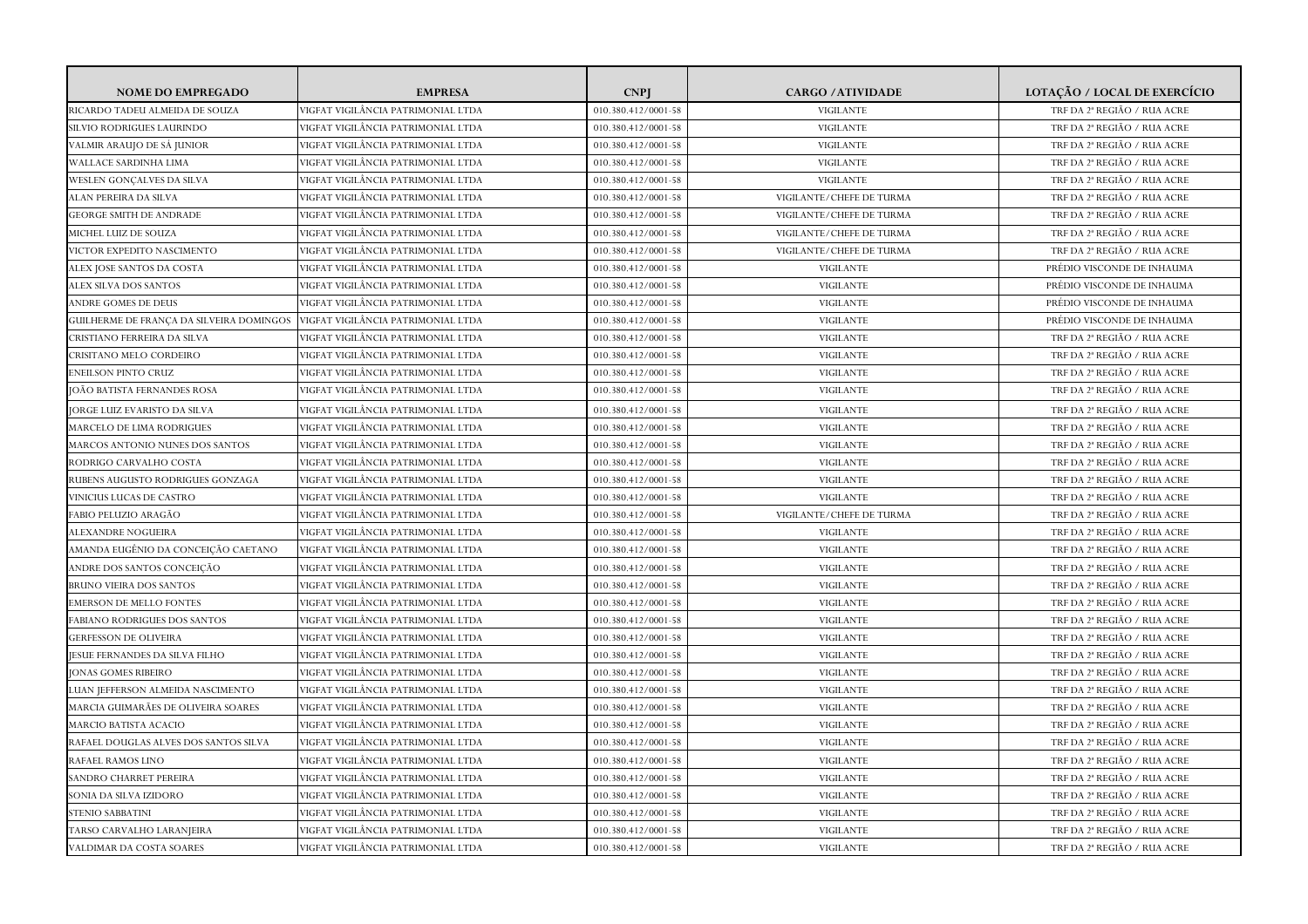| NOME DO EMPREGADO | EMPRESA | CNPJ | CARGO / ATIVIDADE | LOTAÇÃO / LOCAL DE EXERCÍCIO |
|---|---|---|---|---|
| RICARDO TADEU ALMEIDA DE SOUZA | VIGFAT VIGILÂNCIA PATRIMONIAL LTDA | 010.380.412/0001-58 | VIGILANTE | TRF DA 2ª REGIÃO / RUA ACRE |
| SILVIO RODRIGUES LAURINDO | VIGFAT VIGILÂNCIA PATRIMONIAL LTDA | 010.380.412/0001-58 | VIGILANTE | TRF DA 2ª REGIÃO / RUA ACRE |
| VALMIR ARAUJO DE SÁ JUNIOR | VIGFAT VIGILÂNCIA PATRIMONIAL LTDA | 010.380.412/0001-58 | VIGILANTE | TRF DA 2ª REGIÃO / RUA ACRE |
| WALLACE SARDINHA LIMA | VIGFAT VIGILÂNCIA PATRIMONIAL LTDA | 010.380.412/0001-58 | VIGILANTE | TRF DA 2ª REGIÃO / RUA ACRE |
| WESLEN GONÇALVES DA SILVA | VIGFAT VIGILÂNCIA PATRIMONIAL LTDA | 010.380.412/0001-58 | VIGILANTE | TRF DA 2ª REGIÃO / RUA ACRE |
| ALAN PEREIRA DA SILVA | VIGFAT VIGILÂNCIA PATRIMONIAL LTDA | 010.380.412/0001-58 | VIGILANTE/CHEFE DE TURMA | TRF DA 2ª REGIÃO / RUA ACRE |
| GEORGE SMITH DE ANDRADE | VIGFAT VIGILÂNCIA PATRIMONIAL LTDA | 010.380.412/0001-58 | VIGILANTE/CHEFE DE TURMA | TRF DA 2ª REGIÃO / RUA ACRE |
| MICHEL LUIZ DE SOUZA | VIGFAT VIGILÂNCIA PATRIMONIAL LTDA | 010.380.412/0001-58 | VIGILANTE/CHEFE DE TURMA | TRF DA 2ª REGIÃO / RUA ACRE |
| VICTOR EXPEDITO NASCIMENTO | VIGFAT VIGILÂNCIA PATRIMONIAL LTDA | 010.380.412/0001-58 | VIGILANTE/CHEFE DE TURMA | TRF DA 2ª REGIÃO / RUA ACRE |
| ALEX JOSE SANTOS DA COSTA | VIGFAT VIGILÂNCIA PATRIMONIAL LTDA | 010.380.412/0001-58 | VIGILANTE | PRÉDIO VISCONDE DE INHAUMA |
| ALEX SILVA DOS SANTOS | VIGFAT VIGILÂNCIA PATRIMONIAL LTDA | 010.380.412/0001-58 | VIGILANTE | PRÉDIO VISCONDE DE INHAUMA |
| ANDRE GOMES DE DEUS | VIGFAT VIGILÂNCIA PATRIMONIAL LTDA | 010.380.412/0001-58 | VIGILANTE | PRÉDIO VISCONDE DE INHAUMA |
| GUILHERME DE FRANÇA DA SILVEIRA DOMINGOS | VIGFAT VIGILÂNCIA PATRIMONIAL LTDA | 010.380.412/0001-58 | VIGILANTE | PRÉDIO VISCONDE DE INHAUMA |
| CRISTIANO FERREIRA DA SILVA | VIGFAT VIGILÂNCIA PATRIMONIAL LTDA | 010.380.412/0001-58 | VIGILANTE | TRF DA 2ª REGIÃO / RUA ACRE |
| CRISITANO MELO CORDEIRO | VIGFAT VIGILÂNCIA PATRIMONIAL LTDA | 010.380.412/0001-58 | VIGILANTE | TRF DA 2ª REGIÃO / RUA ACRE |
| ENEILSON PINTO CRUZ | VIGFAT VIGILÂNCIA PATRIMONIAL LTDA | 010.380.412/0001-58 | VIGILANTE | TRF DA 2ª REGIÃO / RUA ACRE |
| JOÃO BATISTA FERNANDES ROSA | VIGFAT VIGILÂNCIA PATRIMONIAL LTDA | 010.380.412/0001-58 | VIGILANTE | TRF DA 2ª REGIÃO / RUA ACRE |
| JORGE LUIZ EVARISTO DA SILVA | VIGFAT VIGILÂNCIA PATRIMONIAL LTDA | 010.380.412/0001-58 | VIGILANTE | TRF DA 2ª REGIÃO / RUA ACRE |
| MARCELO DE LIMA RODRIGUES | VIGFAT VIGILÂNCIA PATRIMONIAL LTDA | 010.380.412/0001-58 | VIGILANTE | TRF DA 2ª REGIÃO / RUA ACRE |
| MARCOS ANTONIO NUNES DOS SANTOS | VIGFAT VIGILÂNCIA PATRIMONIAL LTDA | 010.380.412/0001-58 | VIGILANTE | TRF DA 2ª REGIÃO / RUA ACRE |
| RODRIGO CARVALHO COSTA | VIGFAT VIGILÂNCIA PATRIMONIAL LTDA | 010.380.412/0001-58 | VIGILANTE | TRF DA 2ª REGIÃO / RUA ACRE |
| RUBENS AUGUSTO RODRIGUES GONZAGA | VIGFAT VIGILÂNCIA PATRIMONIAL LTDA | 010.380.412/0001-58 | VIGILANTE | TRF DA 2ª REGIÃO / RUA ACRE |
| VINICIUS LUCAS DE CASTRO | VIGFAT VIGILÂNCIA PATRIMONIAL LTDA | 010.380.412/0001-58 | VIGILANTE | TRF DA 2ª REGIÃO / RUA ACRE |
| FABIO PELUZIO ARAGÃO | VIGFAT VIGILÂNCIA PATRIMONIAL LTDA | 010.380.412/0001-58 | VIGILANTE/CHEFE DE TURMA | TRF DA 2ª REGIÃO / RUA ACRE |
| ALEXANDRE NOGUEIRA | VIGFAT VIGILÂNCIA PATRIMONIAL LTDA | 010.380.412/0001-58 | VIGILANTE | TRF DA 2ª REGIÃO / RUA ACRE |
| AMANDA EUGÊNIO DA CONCEIÇÃO CAETANO | VIGFAT VIGILÂNCIA PATRIMONIAL LTDA | 010.380.412/0001-58 | VIGILANTE | TRF DA 2ª REGIÃO / RUA ACRE |
| ANDRE DOS SANTOS CONCEIÇÃO | VIGFAT VIGILÂNCIA PATRIMONIAL LTDA | 010.380.412/0001-58 | VIGILANTE | TRF DA 2ª REGIÃO / RUA ACRE |
| BRUNO VIEIRA DOS SANTOS | VIGFAT VIGILÂNCIA PATRIMONIAL LTDA | 010.380.412/0001-58 | VIGILANTE | TRF DA 2ª REGIÃO / RUA ACRE |
| EMERSON DE MELLO FONTES | VIGFAT VIGILÂNCIA PATRIMONIAL LTDA | 010.380.412/0001-58 | VIGILANTE | TRF DA 2ª REGIÃO / RUA ACRE |
| FABIANO RODRIGUES DOS SANTOS | VIGFAT VIGILÂNCIA PATRIMONIAL LTDA | 010.380.412/0001-58 | VIGILANTE | TRF DA 2ª REGIÃO / RUA ACRE |
| GERFESSON DE OLIVEIRA | VIGFAT VIGILÂNCIA PATRIMONIAL LTDA | 010.380.412/0001-58 | VIGILANTE | TRF DA 2ª REGIÃO / RUA ACRE |
| JESUE FERNANDES DA SILVA FILHO | VIGFAT VIGILÂNCIA PATRIMONIAL LTDA | 010.380.412/0001-58 | VIGILANTE | TRF DA 2ª REGIÃO / RUA ACRE |
| JONAS GOMES RIBEIRO | VIGFAT VIGILÂNCIA PATRIMONIAL LTDA | 010.380.412/0001-58 | VIGILANTE | TRF DA 2ª REGIÃO / RUA ACRE |
| LUAN JEFFERSON ALMEIDA NASCIMENTO | VIGFAT VIGILÂNCIA PATRIMONIAL LTDA | 010.380.412/0001-58 | VIGILANTE | TRF DA 2ª REGIÃO / RUA ACRE |
| MARCIA GUIMARÃES DE OLIVEIRA SOARES | VIGFAT VIGILÂNCIA PATRIMONIAL LTDA | 010.380.412/0001-58 | VIGILANTE | TRF DA 2ª REGIÃO / RUA ACRE |
| MARCIO BATISTA ACACIO | VIGFAT VIGILÂNCIA PATRIMONIAL LTDA | 010.380.412/0001-58 | VIGILANTE | TRF DA 2ª REGIÃO / RUA ACRE |
| RAFAEL DOUGLAS ALVES DOS SANTOS SILVA | VIGFAT VIGILÂNCIA PATRIMONIAL LTDA | 010.380.412/0001-58 | VIGILANTE | TRF DA 2ª REGIÃO / RUA ACRE |
| RAFAEL RAMOS LINO | VIGFAT VIGILÂNCIA PATRIMONIAL LTDA | 010.380.412/0001-58 | VIGILANTE | TRF DA 2ª REGIÃO / RUA ACRE |
| SANDRO CHARRET PEREIRA | VIGFAT VIGILÂNCIA PATRIMONIAL LTDA | 010.380.412/0001-58 | VIGILANTE | TRF DA 2ª REGIÃO / RUA ACRE |
| SONIA DA SILVA IZIDORO | VIGFAT VIGILÂNCIA PATRIMONIAL LTDA | 010.380.412/0001-58 | VIGILANTE | TRF DA 2ª REGIÃO / RUA ACRE |
| STENIO SABBATINI | VIGFAT VIGILÂNCIA PATRIMONIAL LTDA | 010.380.412/0001-58 | VIGILANTE | TRF DA 2ª REGIÃO / RUA ACRE |
| TARSO CARVALHO LARANJEIRA | VIGFAT VIGILÂNCIA PATRIMONIAL LTDA | 010.380.412/0001-58 | VIGILANTE | TRF DA 2ª REGIÃO / RUA ACRE |
| VALDIMAR DA COSTA SOARES | VIGFAT VIGILÂNCIA PATRIMONIAL LTDA | 010.380.412/0001-58 | VIGILANTE | TRF DA 2ª REGIÃO / RUA ACRE |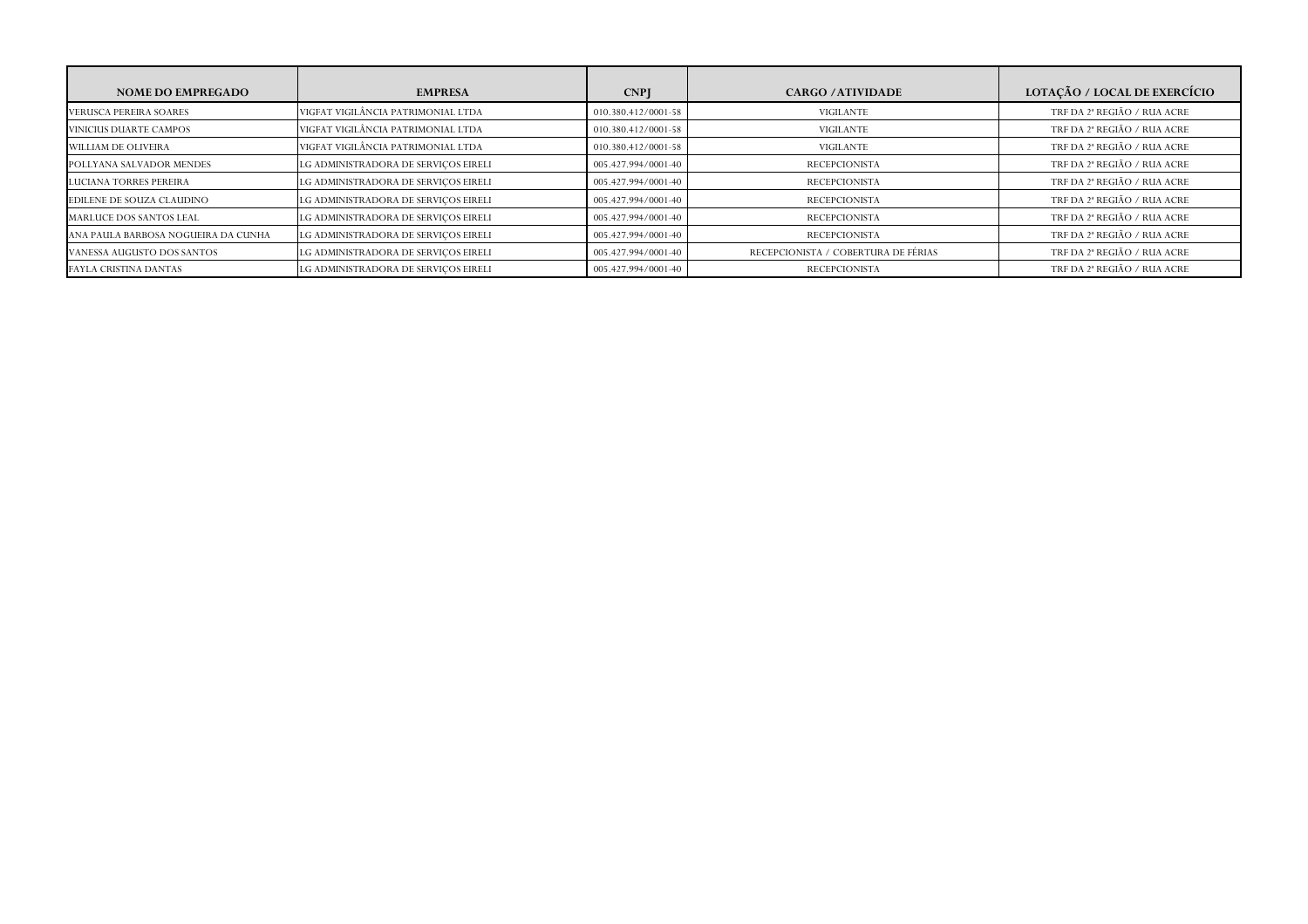| NOME DO EMPREGADO | EMPRESA | CNPJ | CARGO / ATIVIDADE | LOTAÇÃO / LOCAL DE EXERCÍCIO |
|---|---|---|---|---|
| VERUSCA PEREIRA SOARES | VIGFAT VIGILÂNCIA PATRIMONIAL LTDA | 010.380.412/0001-58 | VIGILANTE | TRF DA 2ª REGIÃO / RUA ACRE |
| VINICIUS DUARTE CAMPOS | VIGFAT VIGILÂNCIA PATRIMONIAL LTDA | 010.380.412/0001-58 | VIGILANTE | TRF DA 2ª REGIÃO / RUA ACRE |
| WILLIAM DE OLIVEIRA | VIGFAT VIGILÂNCIA PATRIMONIAL LTDA | 010.380.412/0001-58 | VIGILANTE | TRF DA 2ª REGIÃO / RUA ACRE |
| POLLYANA SALVADOR MENDES | LG ADMINISTRADORA DE SERVIÇOS EIRELI | 005.427.994/0001-40 | RECEPCIONISTA | TRF DA 2ª REGIÃO / RUA ACRE |
| LUCIANA TORRES PEREIRA | LG ADMINISTRADORA DE SERVIÇOS EIRELI | 005.427.994/0001-40 | RECEPCIONISTA | TRF DA 2ª REGIÃO / RUA ACRE |
| EDILENE DE SOUZA CLAUDINO | LG ADMINISTRADORA DE SERVIÇOS EIRELI | 005.427.994/0001-40 | RECEPCIONISTA | TRF DA 2ª REGIÃO / RUA ACRE |
| MARLUCE DOS SANTOS LEAL | LG ADMINISTRADORA DE SERVIÇOS EIRELI | 005.427.994/0001-40 | RECEPCIONISTA | TRF DA 2ª REGIÃO / RUA ACRE |
| ANA PAULA BARBOSA NOGUEIRA DA CUNHA | LG ADMINISTRADORA DE SERVIÇOS EIRELI | 005.427.994/0001-40 | RECEPCIONISTA | TRF DA 2ª REGIÃO / RUA ACRE |
| VANESSA AUGUSTO DOS SANTOS | LG ADMINISTRADORA DE SERVIÇOS EIRELI | 005.427.994/0001-40 | RECEPCIONISTA / COBERTURA DE FÉRIAS | TRF DA 2ª REGIÃO / RUA ACRE |
| FAYLA CRISTINA DANTAS | LG ADMINISTRADORA DE SERVIÇOS EIRELI | 005.427.994/0001-40 | RECEPCIONISTA | TRF DA 2ª REGIÃO / RUA ACRE |